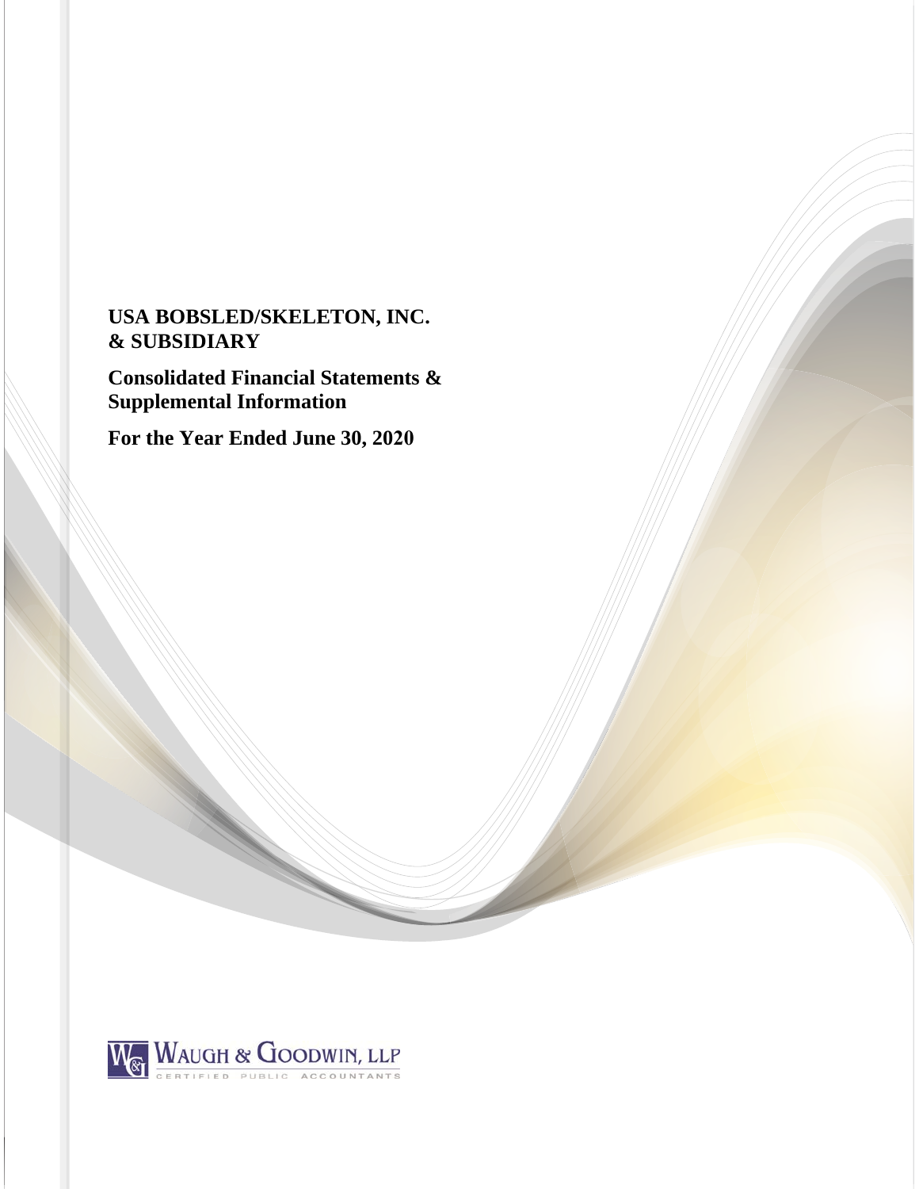# USA BOBSLED/SKELETON, INC. & SUBSIDIARY

## Consolidated Financial Statements & Supplemental Information

## For the Year Ended June 30, 2020

WAUGH & GOODWIN, LLP
CERTIFIED PUBLIC ACCOUNTANTS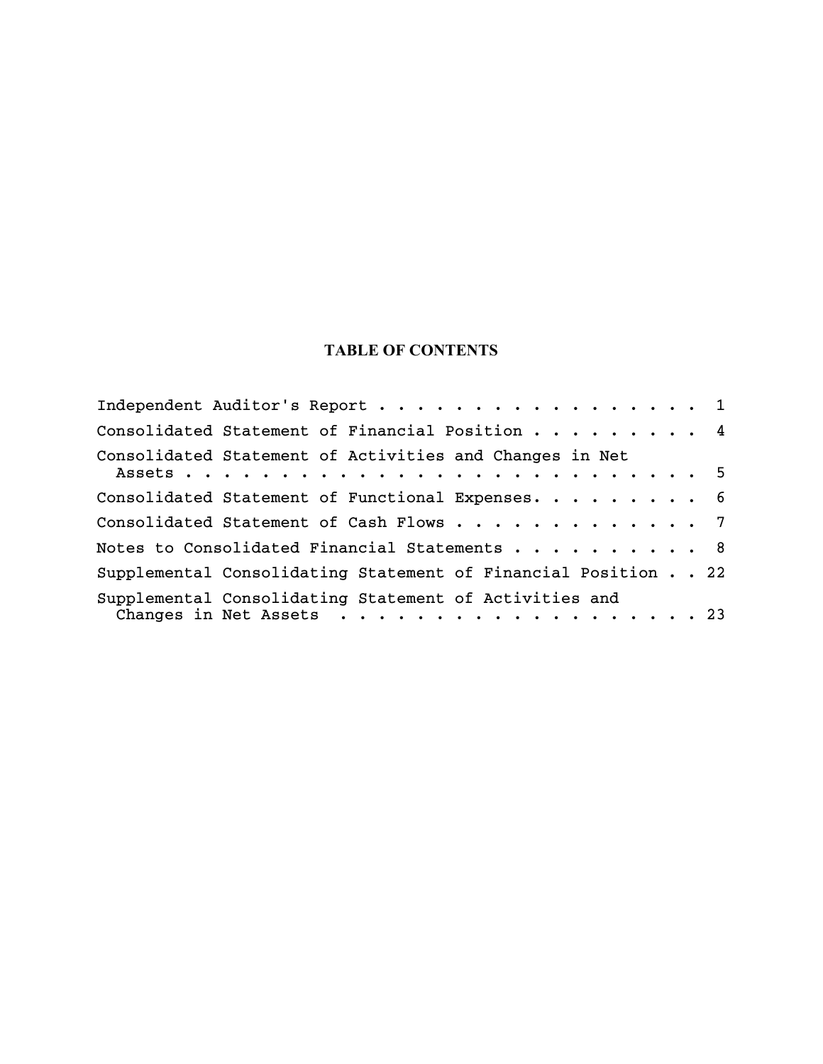# TABLE OF CONTENTS

| | |
|---|---|
| Independent Auditor's Report | 1 |
| Consolidated Statement of Financial Position | 4 |
| Consolidated Statement of Activities and Changes in Net Assets | 5 |
| Consolidated Statement of Functional Expenses | 6 |
| Consolidated Statement of Cash Flows | 7 |
| Notes to Consolidated Financial Statements | 8 |
| Supplemental Consolidating Statement of Financial Position | 22 |
| Supplemental Consolidating Statement of Activities and Changes in Net Assets | 23 |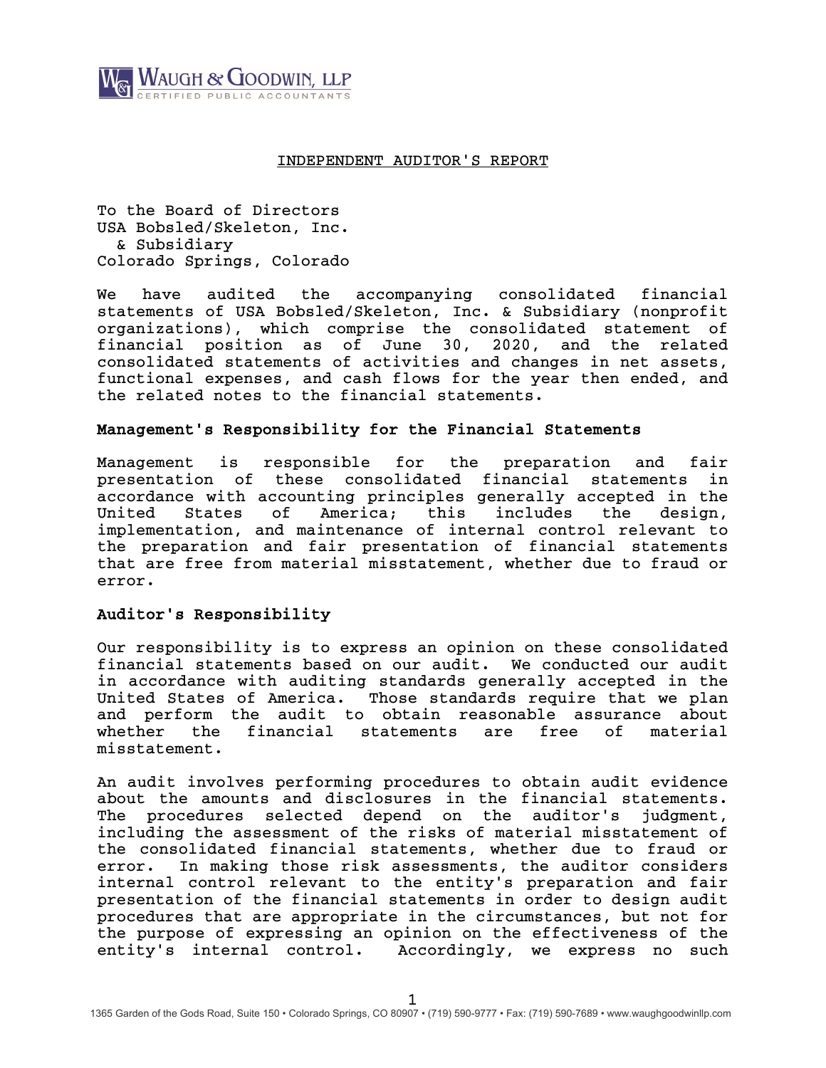WAUGH & GOODWIN, LLP
CERTIFIED PUBLIC ACCOUNTANTS

## INDEPENDENT AUDITOR'S REPORT

To the Board of Directors
USA Bobsled/Skeleton, Inc.
& Subsidiary
Colorado Springs, Colorado

We have audited the accompanying consolidated financial statements of USA Bobsled/Skeleton, Inc. & Subsidiary (nonprofit organizations), which comprise the consolidated statement of financial position as of June 30, 2020, and the related consolidated statements of activities and changes in net assets, functional expenses, and cash flows for the year then ended, and the related notes to the financial statements.

### Management's Responsibility for the Financial Statements

Management is responsible for the preparation and fair presentation of these consolidated financial statements in accordance with accounting principles generally accepted in the United States of America; this includes the design, implementation, and maintenance of internal control relevant to the preparation and fair presentation of financial statements that are free from material misstatement, whether due to fraud or error.

### Auditor's Responsibility

Our responsibility is to express an opinion on these consolidated financial statements based on our audit. We conducted our audit in accordance with auditing standards generally accepted in the United States of America. Those standards require that we plan and perform the audit to obtain reasonable assurance about whether the financial statements are free of material misstatement.

An audit involves performing procedures to obtain audit evidence about the amounts and disclosures in the financial statements. The procedures selected depend on the auditor's judgment, including the assessment of the risks of material misstatement of the consolidated financial statements, whether due to fraud or error. In making those risk assessments, the auditor considers internal control relevant to the entity's preparation and fair presentation of the financial statements in order to design audit procedures that are appropriate in the circumstances, but not for the purpose of expressing an opinion on the effectiveness of the entity's internal control. Accordingly, we express no such

1365 Garden of the Gods Road, Suite 150 • Colorado Springs, CO 80907 • (719) 590-9777 • Fax: (719) 590-7689 • www.waughgoodwinllp.com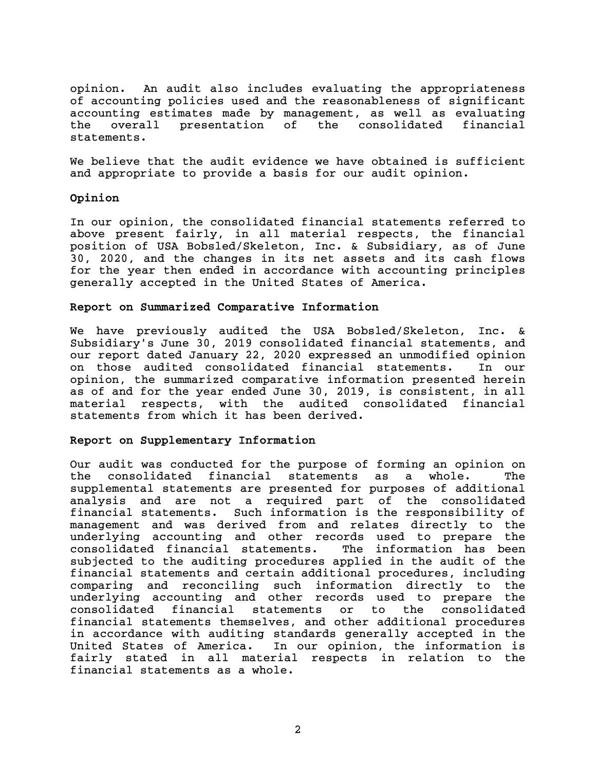opinion. An audit also includes evaluating the appropriateness of accounting policies used and the reasonableness of significant accounting estimates made by management, as well as evaluating the overall presentation of the consolidated financial statements.

We believe that the audit evidence we have obtained is sufficient and appropriate to provide a basis for our audit opinion.

## Opinion

In our opinion, the consolidated financial statements referred to above present fairly, in all material respects, the financial position of USA Bobsled/Skeleton, Inc. & Subsidiary, as of June 30, 2020, and the changes in its net assets and its cash flows for the year then ended in accordance with accounting principles generally accepted in the United States of America.

## Report on Summarized Comparative Information

We have previously audited the USA Bobsled/Skeleton, Inc. & Subsidiary's June 30, 2019 consolidated financial statements, and our report dated January 22, 2020 expressed an unmodified opinion on those audited consolidated financial statements. In our opinion, the summarized comparative information presented herein as of and for the year ended June 30, 2019, is consistent, in all material respects, with the audited consolidated financial statements from which it has been derived.

## Report on Supplementary Information

Our audit was conducted for the purpose of forming an opinion on the consolidated financial statements as a whole. The supplemental statements are presented for purposes of additional analysis and are not a required part of the consolidated financial statements. Such information is the responsibility of management and was derived from and relates directly to the underlying accounting and other records used to prepare the consolidated financial statements. The information has been subjected to the auditing procedures applied in the audit of the financial statements and certain additional procedures, including comparing and reconciling such information directly to the underlying accounting and other records used to prepare the consolidated financial statements or to the consolidated financial statements themselves, and other additional procedures in accordance with auditing standards generally accepted in the United States of America. In our opinion, the information is fairly stated in all material respects in relation to the financial statements as a whole.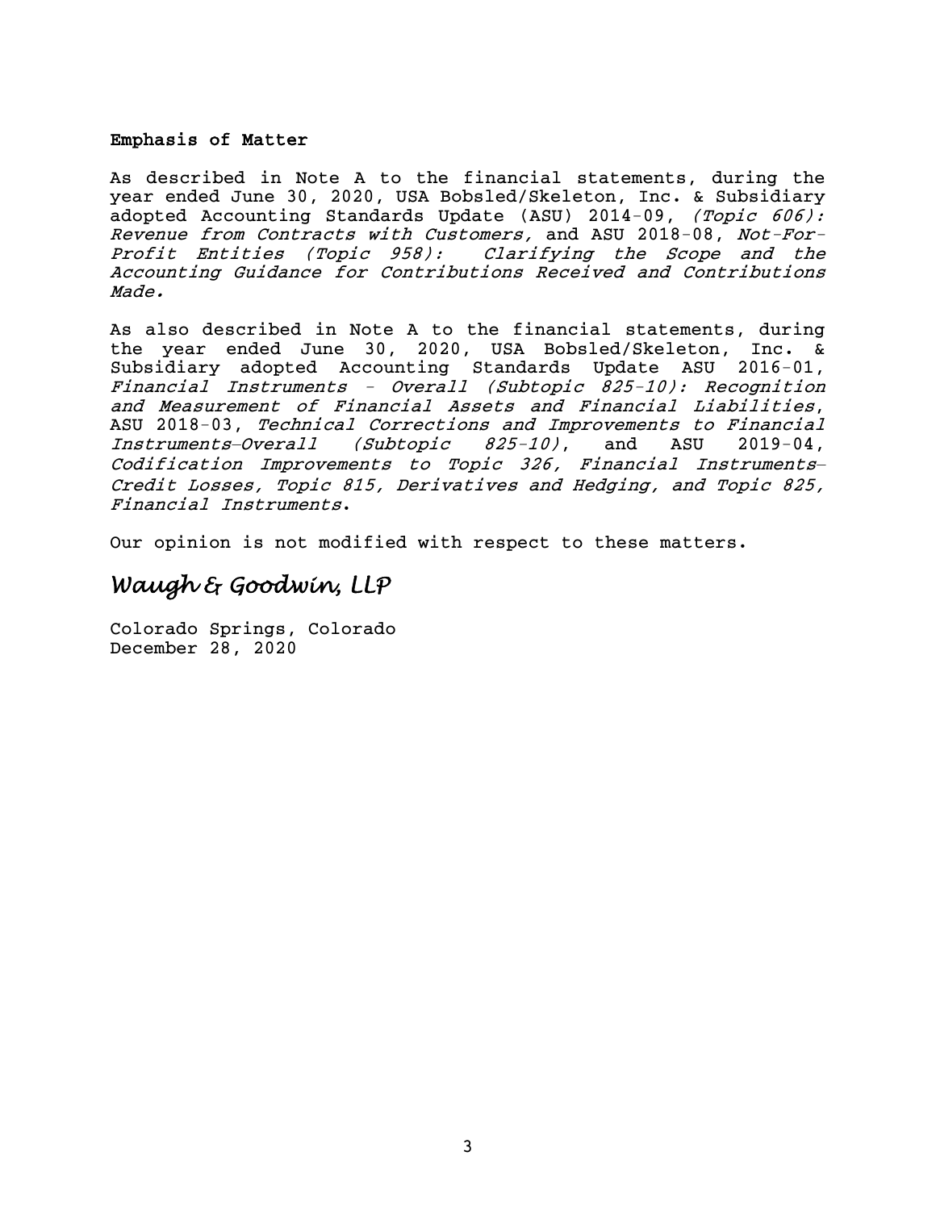**Emphasis of Matter**

As described in Note A to the financial statements, during the year ended June 30, 2020, USA Bobsled/Skeleton, Inc. & Subsidiary adopted Accounting Standards Update (ASU) 2014-09, *(Topic 606): Revenue from Contracts with Customers,* and ASU 2018-08, *Not-For-Profit Entities (Topic 958): Clarifying the Scope and the Accounting Guidance for Contributions Received and Contributions Made.*

As also described in Note A to the financial statements, during the year ended June 30, 2020, USA Bobsled/Skeleton, Inc. & Subsidiary adopted Accounting Standards Update ASU 2016-01, *Financial Instruments - Overall (Subtopic 825-10): Recognition and Measurement of Financial Assets and Financial Liabilities*, ASU 2018-03, *Technical Corrections and Improvements to Financial Instruments—Overall (Subtopic 825-10)*, and ASU 2019-04, *Codification Improvements to Topic 326, Financial Instruments—Credit Losses, Topic 815, Derivatives and Hedging, and Topic 825, Financial Instruments*.

Our opinion is not modified with respect to these matters.

*Waugh & Goodwin, LLP*

Colorado Springs, Colorado
December 28, 2020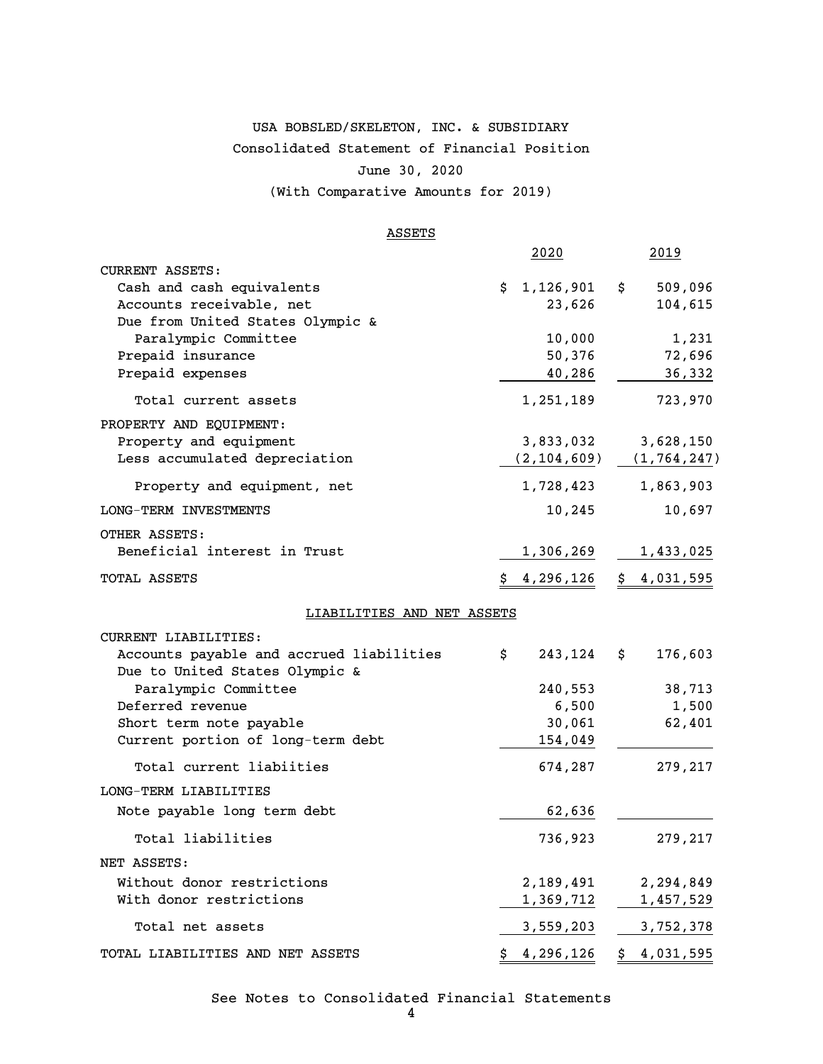USA BOBSLED/SKELETON, INC. & SUBSIDIARY

Consolidated Statement of Financial Position

June 30, 2020

(With Comparative Amounts for 2019)

ASSETS

| | 2020 | 2019 |
|---|---|---|
| CURRENT ASSETS: | | |
| Cash and cash equivalents | $ 1,126,901 | $ 509,096 |
| Accounts receivable, net | 23,626 | 104,615 |
| Due from United States Olympic & Paralympic Committee | 10,000 | 1,231 |
| Prepaid insurance | 50,376 | 72,696 |
| Prepaid expenses | 40,286 | 36,332 |
| Total current assets | 1,251,189 | 723,970 |
| PROPERTY AND EQUIPMENT: | | |
| Property and equipment | 3,833,032 | 3,628,150 |
| Less accumulated depreciation | (2,104,609) | (1,764,247) |
| Property and equipment, net | 1,728,423 | 1,863,903 |
| LONG-TERM INVESTMENTS | 10,245 | 10,697 |
| OTHER ASSETS: | | |
| Beneficial interest in Trust | 1,306,269 | 1,433,025 |
| TOTAL ASSETS | $ 4,296,126 | $ 4,031,595 |

LIABILITIES AND NET ASSETS

| | 2020 | 2019 |
|---|---|---|
| CURRENT LIABILITIES: | | |
| Accounts payable and accrued liabilities | $ 243,124 | $ 176,603 |
| Due to United States Olympic & Paralympic Committee | 240,553 | 38,713 |
| Deferred revenue | 6,500 | 1,500 |
| Short term note payable | 30,061 | 62,401 |
| Current portion of long-term debt | 154,049 | |
| Total current liabiities | 674,287 | 279,217 |
| LONG-TERM LIABILITIES | | |
| Note payable long term debt | 62,636 | |
| Total liabilities | 736,923 | 279,217 |
| NET ASSETS: | | |
| Without donor restrictions | 2,189,491 | 2,294,849 |
| With donor restrictions | 1,369,712 | 1,457,529 |
| Total net assets | 3,559,203 | 3,752,378 |
| TOTAL LIABILITIES AND NET ASSETS | $ 4,296,126 | $ 4,031,595 |

See Notes to Consolidated Financial Statements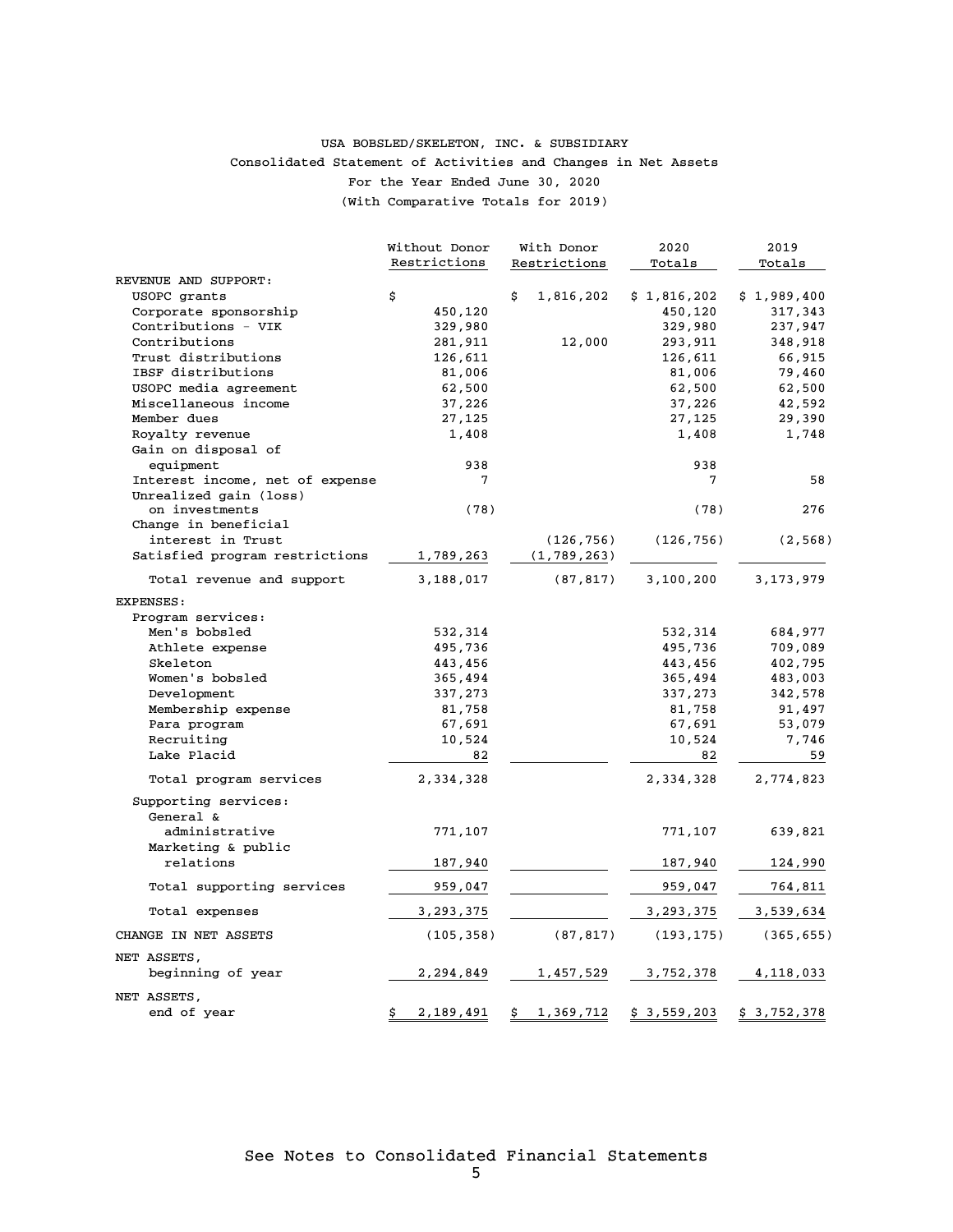USA BOBSLED/SKELETON, INC. & SUBSIDIARY

Consolidated Statement of Activities and Changes in Net Assets

For the Year Ended June 30, 2020

(With Comparative Totals for 2019)

| | Without Donor Restrictions | With Donor Restrictions | 2020 Totals | 2019 Totals |
|---|---|---|---|---|
| REVENUE AND SUPPORT: | | | | |
| USOPC grants | $ | $ 1,816,202 | $ 1,816,202 | $ 1,989,400 |
| Corporate sponsorship | 450,120 | | 450,120 | 317,343 |
| Contributions - VIK | 329,980 | | 329,980 | 237,947 |
| Contributions | 281,911 | 12,000 | 293,911 | 348,918 |
| Trust distributions | 126,611 | | 126,611 | 66,915 |
| IBSF distributions | 81,006 | | 81,006 | 79,460 |
| USOPC media agreement | 62,500 | | 62,500 | 62,500 |
| Miscellaneous income | 37,226 | | 37,226 | 42,592 |
| Member dues | 27,125 | | 27,125 | 29,390 |
| Royalty revenue | 1,408 | | 1,408 | 1,748 |
| Gain on disposal of equipment | 938 | | 938 | |
| Interest income, net of expense | 7 | | 7 | 58 |
| Unrealized gain (loss) on investments | (78) | | (78) | 276 |
| Change in beneficial interest in Trust | | (126,756) | (126,756) | (2,568) |
| Satisfied program restrictions | 1,789,263 | (1,789,263) | | |
| Total revenue and support | 3,188,017 | (87,817) | 3,100,200 | 3,173,979 |
| EXPENSES: | | | | |
| Program services: | | | | |
| Men's bobsled | 532,314 | | 532,314 | 684,977 |
| Athlete expense | 495,736 | | 495,736 | 709,089 |
| Skeleton | 443,456 | | 443,456 | 402,795 |
| Women's bobsled | 365,494 | | 365,494 | 483,003 |
| Development | 337,273 | | 337,273 | 342,578 |
| Membership expense | 81,758 | | 81,758 | 91,497 |
| Para program | 67,691 | | 67,691 | 53,079 |
| Recruiting | 10,524 | | 10,524 | 7,746 |
| Lake Placid | 82 | | 82 | 59 |
| Total program services | 2,334,328 | | 2,334,328 | 2,774,823 |
| Supporting services: | | | | |
| General & administrative | 771,107 | | 771,107 | 639,821 |
| Marketing & public relations | 187,940 | | 187,940 | 124,990 |
| Total supporting services | 959,047 | | 959,047 | 764,811 |
| Total expenses | 3,293,375 | | 3,293,375 | 3,539,634 |
| CHANGE IN NET ASSETS | (105,358) | (87,817) | (193,175) | (365,655) |
| NET ASSETS, beginning of year | 2,294,849 | 1,457,529 | 3,752,378 | 4,118,033 |
| NET ASSETS, end of year | $ 2,189,491 | $ 1,369,712 | $ 3,559,203 | $ 3,752,378 |

See Notes to Consolidated Financial Statements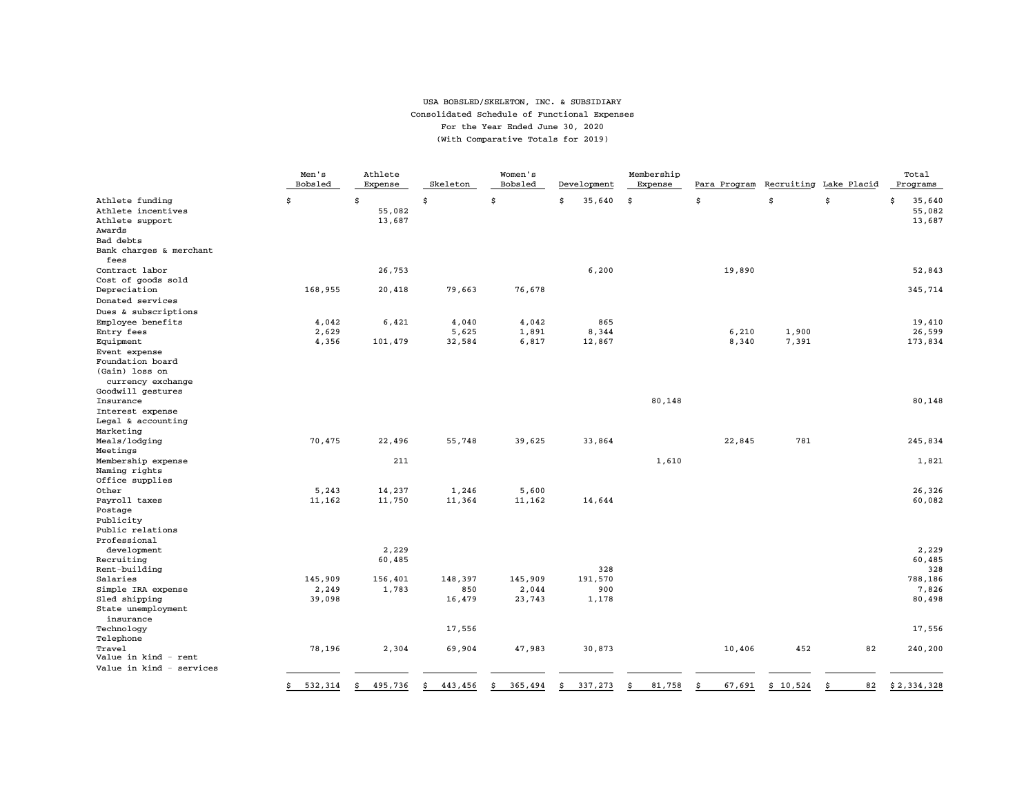USA BOBSLED/SKELETON, INC. & SUBSIDIARY

Consolidated Schedule of Functional Expenses

For the Year Ended June 30, 2020

(With Comparative Totals for 2019)

| | Men's Bobsled | Athlete Expense | Skeleton | Women's Bobsled | Development | Membership Expense | Para Program | Recruiting | Lake Placid | Total Programs |
|---|---|---|---|---|---|---|---|---|---|---|
| Athlete funding | $ | $ | $ | $ | $ 35,640 | $ | $ | $ | $ | $ 35,640 |
| Athlete incentives | | 55,082 | | | | | | | | 55,082 |
| Athlete support | | 13,687 | | | | | | | | 13,687 |
| Awards | | | | | | | | | | |
| Bad debts | | | | | | | | | | |
| Bank charges & merchant fees | | | | | | | | | | |
| Contract labor | | 26,753 | | | 6,200 | | 19,890 | | | 52,843 |
| Cost of goods sold | | | | | | | | | | |
| Depreciation | 168,955 | 20,418 | 79,663 | 76,678 | | | | | | 345,714 |
| Donated services | | | | | | | | | | |
| Dues & subscriptions | | | | | | | | | | |
| Employee benefits | 4,042 | 6,421 | 4,040 | 4,042 | 865 | | | | | 19,410 |
| Entry fees | 2,629 | | 5,625 | 1,891 | 8,344 | | 6,210 | 1,900 | | 26,599 |
| Equipment | 4,356 | 101,479 | 32,584 | 6,817 | 12,867 | | 8,340 | 7,391 | | 173,834 |
| Event expense | | | | | | | | | | |
| Foundation board | | | | | | | | | | |
| (Gain) loss on currency exchange | | | | | | | | | | |
| Goodwill gestures | | | | | | | | | | |
| Insurance | | | | | | 80,148 | | | | 80,148 |
| Interest expense | | | | | | | | | | |
| Legal & accounting | | | | | | | | | | |
| Marketing | | | | | | | | | | |
| Meals/lodging | 70,475 | 22,496 | 55,748 | 39,625 | 33,864 | | 22,845 | 781 | | 245,834 |
| Meetings | | | | | | | | | | |
| Membership expense | | 211 | | | | 1,610 | | | | 1,821 |
| Naming rights | | | | | | | | | | |
| Office supplies | | | | | | | | | | |
| Other | 5,243 | 14,237 | 1,246 | 5,600 | | | | | | 26,326 |
| Payroll taxes | 11,162 | 11,750 | 11,364 | 11,162 | 14,644 | | | | | 60,082 |
| Postage | | | | | | | | | | |
| Publicity | | | | | | | | | | |
| Public relations | | | | | | | | | | |
| Professional development | | 2,229 | | | | | | | | 2,229 |
| Recruiting | | 60,485 | | | | | | | | 60,485 |
| Rent-building | | | | | 328 | | | | | 328 |
| Salaries | 145,909 | 156,401 | 148,397 | 145,909 | 191,570 | | | | | 788,186 |
| Simple IRA expense | 2,249 | 1,783 | 850 | 2,044 | 900 | | | | | 7,826 |
| Sled shipping | 39,098 | | 16,479 | 23,743 | 1,178 | | | | | 80,498 |
| State unemployment insurance | | | | | | | | | | |
| Technology | | | 17,556 | | | | | | | 17,556 |
| Telephone | | | | | | | | | | |
| Travel | 78,196 | 2,304 | 69,904 | 47,983 | 30,873 | | 10,406 | 452 | 82 | 240,200 |
| Value in kind - rent | | | | | | | | | | |
| Value in kind - services | | | | | | | | | | |
| | $ 532,314 | $ 495,736 | $ 443,456 | $ 365,494 | $ 337,273 | $ 81,758 | $ 67,691 | $ 10,524 | $ 82 | $ 2,334,328 |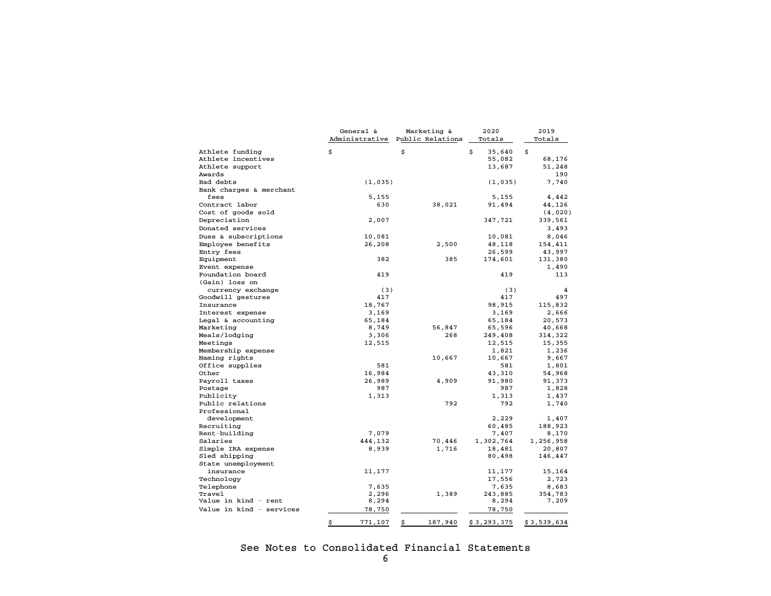| | General & Administrative | Marketing & Public Relations | 2020 Totals | 2019 Totals |
|---|---|---|---|---|
| Athlete funding | $ | $ | $ 35,640 | $ |
| Athlete incentives | | | 55,082 | 68,176 |
| Athlete support | | | 13,687 | 51,248 |
| Awards | | | | 190 |
| Bad debts | (1,035) | | (1,035) | 7,740 |
| Bank charges & merchant fees | 5,155 | | 5,155 | 4,442 |
| Contract labor | 630 | 38,021 | 91,494 | 44,126 |
| Cost of goods sold | | | | (4,020) |
| Depreciation | 2,007 | | 347,721 | 339,561 |
| Donated services | | | | 3,493 |
| Dues & subscriptions | 10,081 | | 10,081 | 8,046 |
| Employee benefits | 26,208 | 2,500 | 48,118 | 154,411 |
| Entry fees | | | 26,599 | 43,997 |
| Equipment | 382 | 385 | 174,601 | 131,380 |
| Event expense | | | | 1,490 |
| Foundation board | 419 | | 419 | 113 |
| (Gain) loss on currency exchange | (3) | | (3) | 4 |
| Goodwill gestures | 417 | | 417 | 497 |
| Insurance | 18,767 | | 98,915 | 115,832 |
| Interest expense | 3,169 | | 3,169 | 2,666 |
| Legal & accounting | 65,184 | | 65,184 | 20,573 |
| Marketing | 8,749 | 56,847 | 65,596 | 40,668 |
| Meals/lodging | 3,306 | 268 | 249,408 | 314,322 |
| Meetings | 12,515 | | 12,515 | 15,355 |
| Membership expense | | | 1,821 | 1,236 |
| Naming rights | | 10,667 | 10,667 | 9,667 |
| Office supplies | 581 | | 581 | 1,801 |
| Other | 16,984 | | 43,310 | 54,968 |
| Payroll taxes | 26,989 | 4,909 | 91,980 | 91,373 |
| Postage | 987 | | 987 | 1,828 |
| Publicity | 1,313 | | 1,313 | 1,437 |
| Public relations | | 792 | 792 | 1,740 |
| Professional development | | | 2,229 | 1,407 |
| Recruiting | | | 60,485 | 188,923 |
| Rent-building | 7,079 | | 7,407 | 8,170 |
| Salaries | 444,132 | 70,446 | 1,302,764 | 1,256,958 |
| Simple IRA expense | 8,939 | 1,716 | 18,481 | 20,807 |
| Sled shipping | | | 80,498 | 146,447 |
| State unemployment insurance | 11,177 | | 11,177 | 15,164 |
| Technology | | | 17,556 | 2,723 |
| Telephone | 7,635 | | 7,635 | 8,683 |
| Travel | 2,296 | 1,389 | 243,885 | 354,783 |
| Value in kind - rent | 8,294 | | 8,294 | 7,209 |
| Value in kind - services | 78,750 | | 78,750 | |
| | $ 771,107 | $ 187,940 | $ 3,293,375 | $ 3,539,634 |

See Notes to Consolidated Financial Statements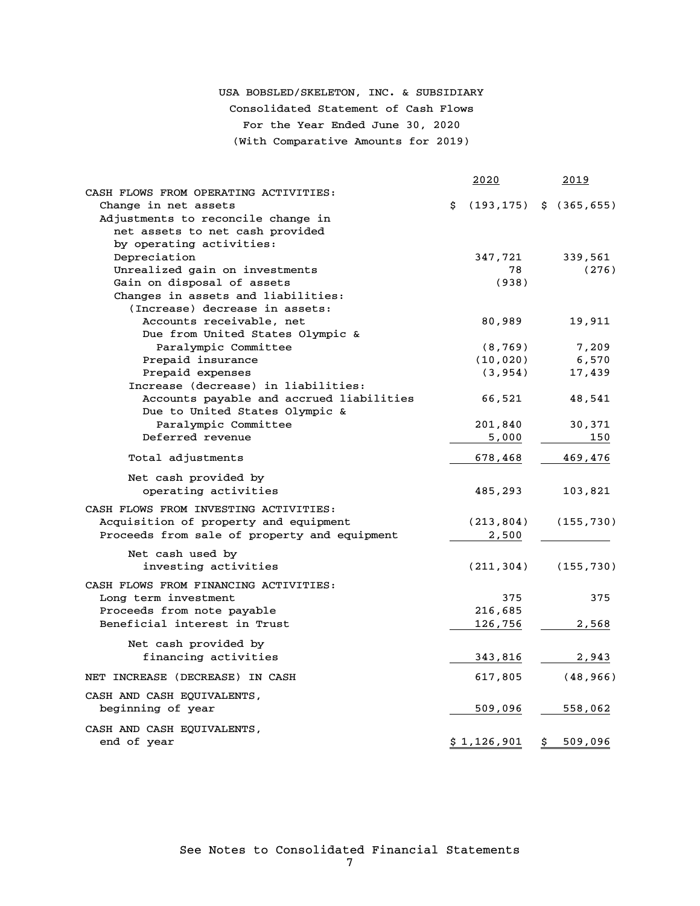# USA BOBSLED/SKELETON, INC. & SUBSIDIARY

## Consolidated Statement of Cash Flows

For the Year Ended June 30, 2020

(With Comparative Amounts for 2019)

| | 2020 | 2019 |
|---|---|---|
| CASH FLOWS FROM OPERATING ACTIVITIES: | | |
| Change in net assets | $ (193,175) | $ (365,655) |
| Adjustments to reconcile change in net assets to net cash provided by operating activities: | | |
| Depreciation | 347,721 | 339,561 |
| Unrealized gain on investments | 78 | (276) |
| Gain on disposal of assets | (938) | |
| Changes in assets and liabilities: | | |
| (Increase) decrease in assets: | | |
| Accounts receivable, net | 80,989 | 19,911 |
| Due from United States Olympic & Paralympic Committee | (8,769) | 7,209 |
| Prepaid insurance | (10,020) | 6,570 |
| Prepaid expenses | (3,954) | 17,439 |
| Increase (decrease) in liabilities: | | |
| Accounts payable and accrued liabilities | 66,521 | 48,541 |
| Due to United States Olympic & Paralympic Committee | 201,840 | 30,371 |
| Deferred revenue | 5,000 | 150 |
| Total adjustments | 678,468 | 469,476 |
| Net cash provided by operating activities | 485,293 | 103,821 |
| CASH FLOWS FROM INVESTING ACTIVITIES: | | |
| Acquisition of property and equipment | (213,804) | (155,730) |
| Proceeds from sale of property and equipment | 2,500 | |
| Net cash used by investing activities | (211,304) | (155,730) |
| CASH FLOWS FROM FINANCING ACTIVITIES: | | |
| Long term investment | 375 | 375 |
| Proceeds from note payable | 216,685 | |
| Beneficial interest in Trust | 126,756 | 2,568 |
| Net cash provided by financing activities | 343,816 | 2,943 |
| NET INCREASE (DECREASE) IN CASH | 617,805 | (48,966) |
| CASH AND CASH EQUIVALENTS, beginning of year | 509,096 | 558,062 |
| CASH AND CASH EQUIVALENTS, end of year | $ 1,126,901 | $ 509,096 |

See Notes to Consolidated Financial Statements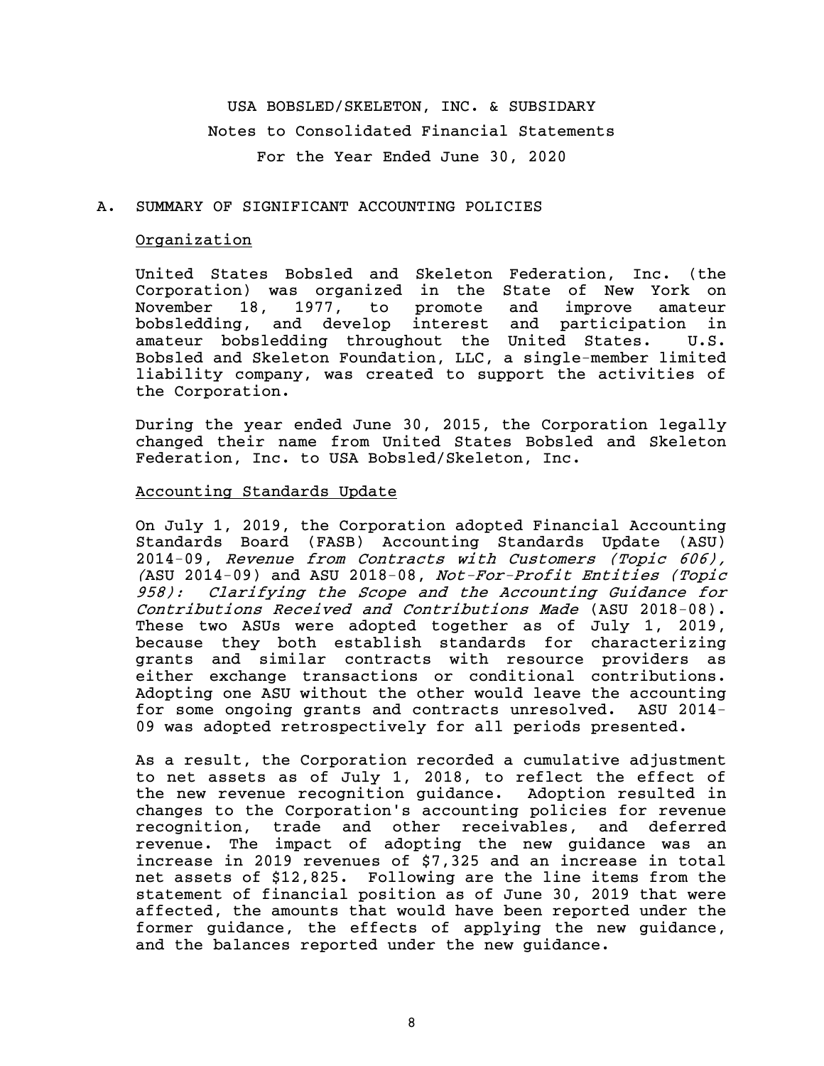USA BOBSLED/SKELETON, INC. & SUBSIDARY

Notes to Consolidated Financial Statements

For the Year Ended June 30, 2020

## A. SUMMARY OF SIGNIFICANT ACCOUNTING POLICIES

### Organization

United States Bobsled and Skeleton Federation, Inc. (the Corporation) was organized in the State of New York on November 18, 1977, to promote and improve amateur bobsledding, and develop interest and participation in amateur bobsledding throughout the United States. U.S. Bobsled and Skeleton Foundation, LLC, a single-member limited liability company, was created to support the activities of the Corporation.

During the year ended June 30, 2015, the Corporation legally changed their name from United States Bobsled and Skeleton Federation, Inc. to USA Bobsled/Skeleton, Inc.

### Accounting Standards Update

On July 1, 2019, the Corporation adopted Financial Accounting Standards Board (FASB) Accounting Standards Update (ASU) 2014-09, *Revenue from Contracts with Customers (Topic 606), (*ASU 2014-09) and ASU 2018-08, *Not-For-Profit Entities (Topic 958): Clarifying the Scope and the Accounting Guidance for Contributions Received and Contributions Made* (ASU 2018-08). These two ASUs were adopted together as of July 1, 2019, because they both establish standards for characterizing grants and similar contracts with resource providers as either exchange transactions or conditional contributions. Adopting one ASU without the other would leave the accounting for some ongoing grants and contracts unresolved. ASU 2014-09 was adopted retrospectively for all periods presented.

As a result, the Corporation recorded a cumulative adjustment to net assets as of July 1, 2018, to reflect the effect of the new revenue recognition guidance. Adoption resulted in changes to the Corporation's accounting policies for revenue recognition, trade and other receivables, and deferred revenue. The impact of adopting the new guidance was an increase in 2019 revenues of $7,325 and an increase in total net assets of $12,825. Following are the line items from the statement of financial position as of June 30, 2019 that were affected, the amounts that would have been reported under the former guidance, the effects of applying the new guidance, and the balances reported under the new guidance.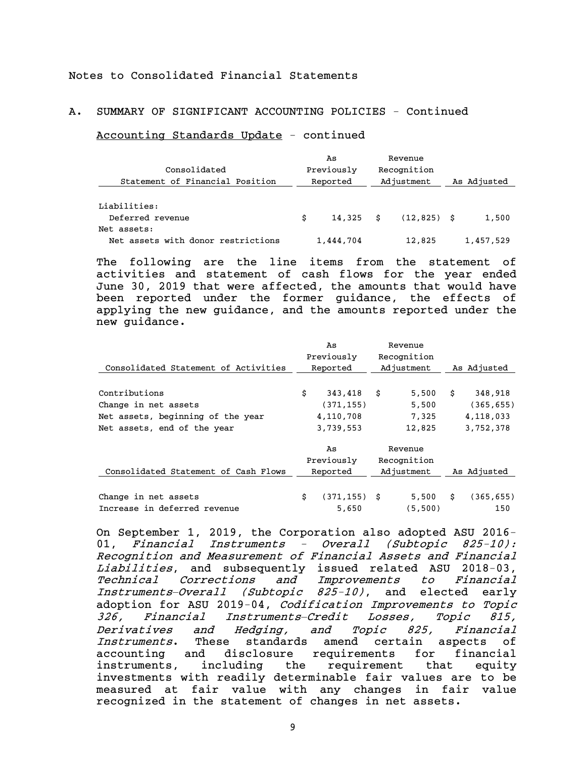Notes to Consolidated Financial Statements

## A. SUMMARY OF SIGNIFICANT ACCOUNTING POLICIES - Continued

Accounting Standards Update - continued

| Consolidated Statement of Financial Position | As Previously Reported | Revenue Recognition Adjustment | As Adjusted |
|---|---|---|---|
| Liabilities: | | | |
| Deferred revenue | $ 14,325 | $ (12,825) | $ 1,500 |
| Net assets: | | | |
| Net assets with donor restrictions | 1,444,704 | 12,825 | 1,457,529 |

The following are the line items from the statement of activities and statement of cash flows for the year ended June 30, 2019 that were affected, the amounts that would have been reported under the former guidance, the effects of applying the new guidance, and the amounts reported under the new guidance.

| Consolidated Statement of Activities | As Previously Reported | Revenue Recognition Adjustment | As Adjusted |
|---|---|---|---|
| Contributions | $ 343,418 | $ 5,500 | $ 348,918 |
| Change in net assets | (371,155) | 5,500 | (365,655) |
| Net assets, beginning of the year | 4,110,708 | 7,325 | 4,118,033 |
| Net assets, end of the year | 3,739,553 | 12,825 | 3,752,378 |

| Consolidated Statement of Cash Flows | As Previously Reported | Revenue Recognition Adjustment | As Adjusted |
|---|---|---|---|
| Change in net assets | $ (371,155) | $ 5,500 | $ (365,655) |
| Increase in deferred revenue | 5,650 | (5,500) | 150 |

On September 1, 2019, the Corporation also adopted ASU 2016-01, *Financial Instruments - Overall (Subtopic 825-10): Recognition and Measurement of Financial Assets and Financial Liabilities*, and subsequently issued related ASU 2018-03, *Technical Corrections and Improvements to Financial Instruments—Overall (Subtopic 825-10)*, and elected early adoption for ASU 2019-04, *Codification Improvements to Topic 326, Financial Instruments—Credit Losses, Topic 815, Derivatives and Hedging, and Topic 825, Financial Instruments*. These standards amend certain aspects of accounting and disclosure requirements for financial instruments, including the requirement that equity investments with readily determinable fair values are to be measured at fair value with any changes in fair value recognized in the statement of changes in net assets.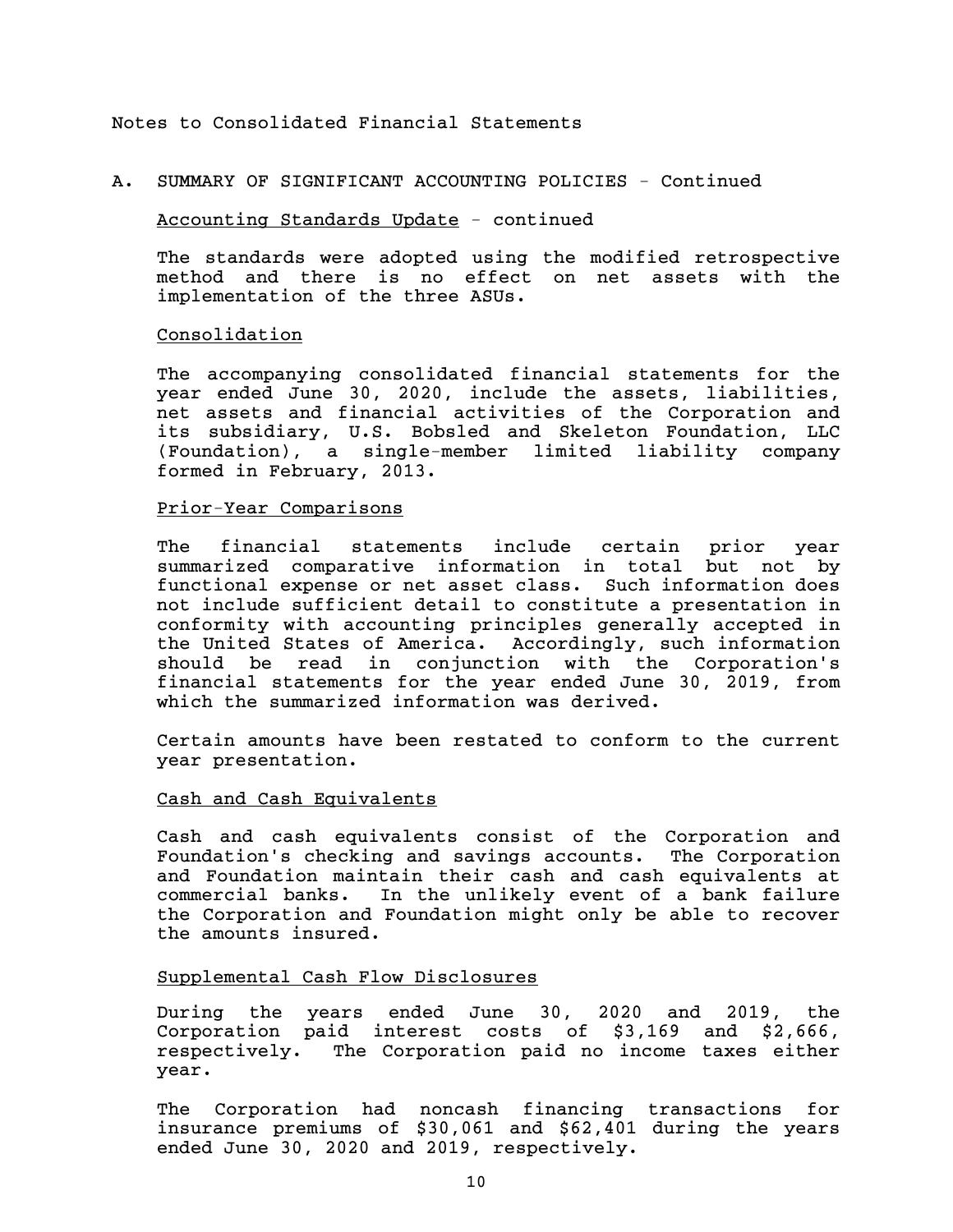Notes to Consolidated Financial Statements

## A. SUMMARY OF SIGNIFICANT ACCOUNTING POLICIES - Continued

### Accounting Standards Update - continued

The standards were adopted using the modified retrospective method and there is no effect on net assets with the implementation of the three ASUs.

### Consolidation

The accompanying consolidated financial statements for the year ended June 30, 2020, include the assets, liabilities, net assets and financial activities of the Corporation and its subsidiary, U.S. Bobsled and Skeleton Foundation, LLC (Foundation), a single-member limited liability company formed in February, 2013.

### Prior-Year Comparisons

The financial statements include certain prior year summarized comparative information in total but not by functional expense or net asset class. Such information does not include sufficient detail to constitute a presentation in conformity with accounting principles generally accepted in the United States of America. Accordingly, such information should be read in conjunction with the Corporation's financial statements for the year ended June 30, 2019, from which the summarized information was derived.

Certain amounts have been restated to conform to the current year presentation.

### Cash and Cash Equivalents

Cash and cash equivalents consist of the Corporation and Foundation's checking and savings accounts. The Corporation and Foundation maintain their cash and cash equivalents at commercial banks. In the unlikely event of a bank failure the Corporation and Foundation might only be able to recover the amounts insured.

### Supplemental Cash Flow Disclosures

During the years ended June 30, 2020 and 2019, the Corporation paid interest costs of $3,169 and $2,666, respectively. The Corporation paid no income taxes either year.

The Corporation had noncash financing transactions for insurance premiums of $30,061 and $62,401 during the years ended June 30, 2020 and 2019, respectively.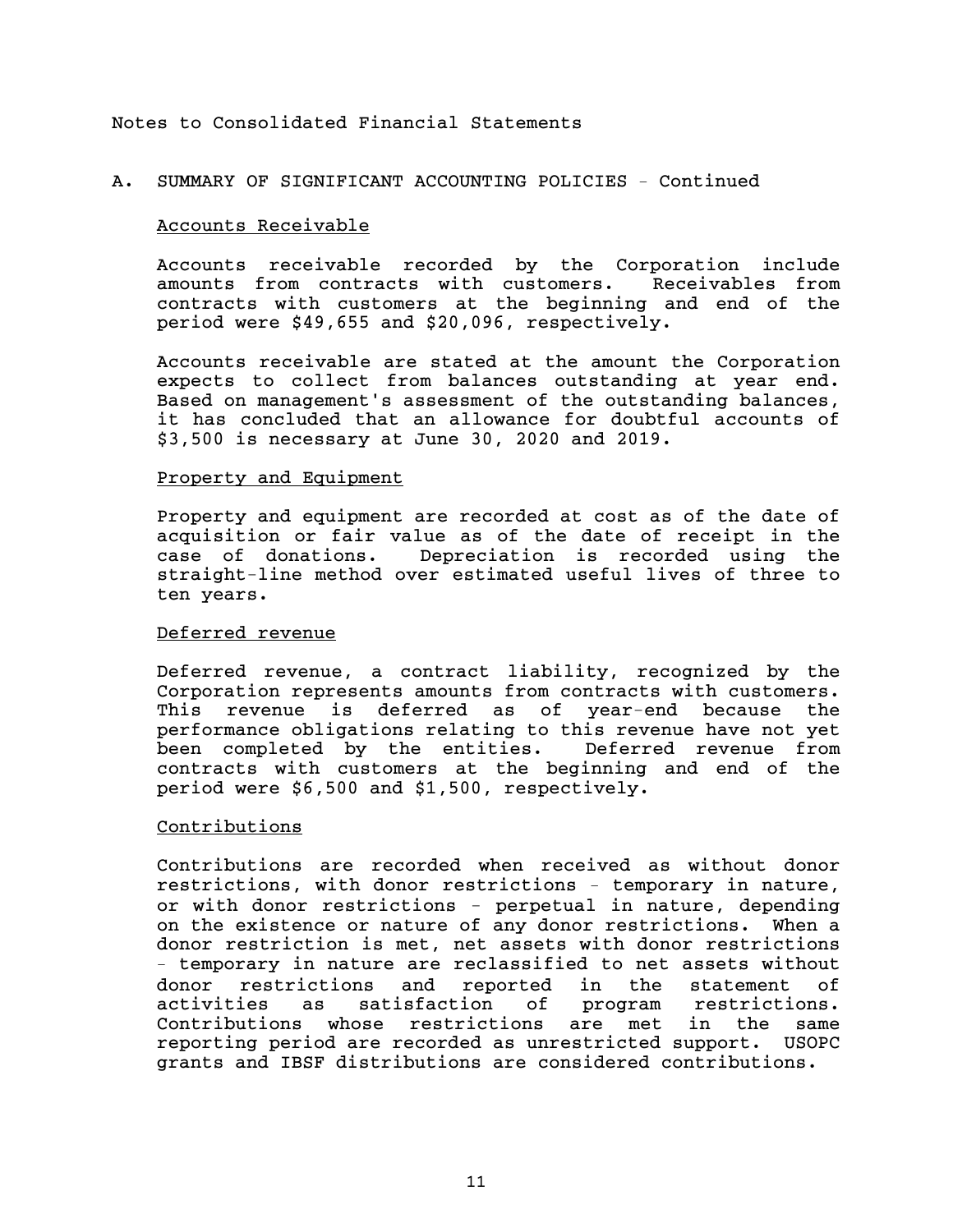Notes to Consolidated Financial Statements

## A. SUMMARY OF SIGNIFICANT ACCOUNTING POLICIES - Continued

### Accounts Receivable

Accounts receivable recorded by the Corporation include amounts from contracts with customers. Receivables from contracts with customers at the beginning and end of the period were $49,655 and $20,096, respectively.

Accounts receivable are stated at the amount the Corporation expects to collect from balances outstanding at year end. Based on management's assessment of the outstanding balances, it has concluded that an allowance for doubtful accounts of $3,500 is necessary at June 30, 2020 and 2019.

### Property and Equipment

Property and equipment are recorded at cost as of the date of acquisition or fair value as of the date of receipt in the case of donations. Depreciation is recorded using the straight-line method over estimated useful lives of three to ten years.

### Deferred revenue

Deferred revenue, a contract liability, recognized by the Corporation represents amounts from contracts with customers. This revenue is deferred as of year-end because the performance obligations relating to this revenue have not yet been completed by the entities. Deferred revenue from contracts with customers at the beginning and end of the period were $6,500 and $1,500, respectively.

### Contributions

Contributions are recorded when received as without donor restrictions, with donor restrictions - temporary in nature, or with donor restrictions - perpetual in nature, depending on the existence or nature of any donor restrictions. When a donor restriction is met, net assets with donor restrictions - temporary in nature are reclassified to net assets without donor restrictions and reported in the statement of activities as satisfaction of program restrictions. Contributions whose restrictions are met in the same reporting period are recorded as unrestricted support. USOPC grants and IBSF distributions are considered contributions.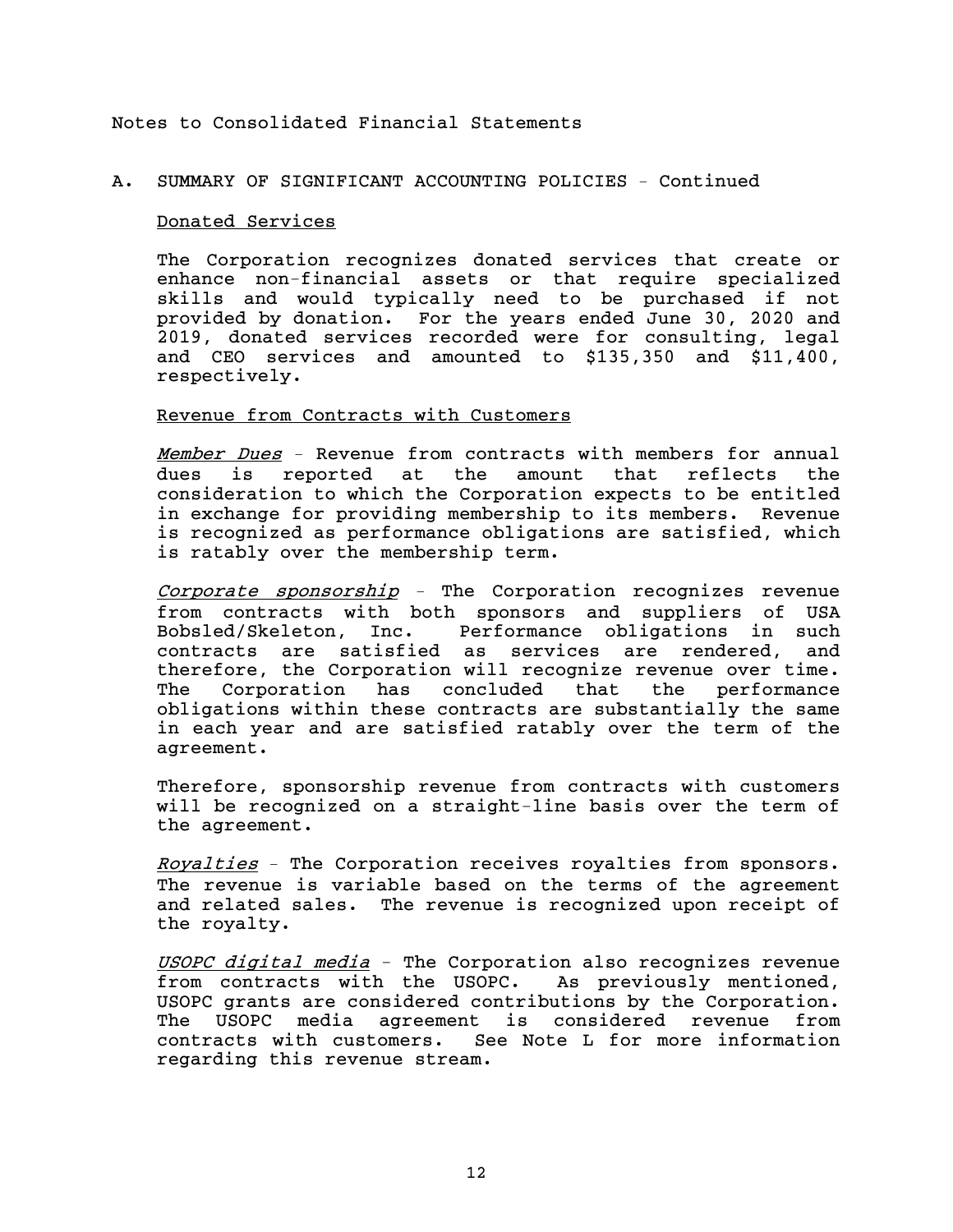Notes to Consolidated Financial Statements

## A. SUMMARY OF SIGNIFICANT ACCOUNTING POLICIES - Continued

### Donated Services

The Corporation recognizes donated services that create or enhance non-financial assets or that require specialized skills and would typically need to be purchased if not provided by donation. For the years ended June 30, 2020 and 2019, donated services recorded were for consulting, legal and CEO services and amounted to $135,350 and $11,400, respectively.

### Revenue from Contracts with Customers

*Member Dues* - Revenue from contracts with members for annual dues is reported at the amount that reflects the consideration to which the Corporation expects to be entitled in exchange for providing membership to its members. Revenue is recognized as performance obligations are satisfied, which is ratably over the membership term.

*Corporate sponsorship* - The Corporation recognizes revenue from contracts with both sponsors and suppliers of USA Bobsled/Skeleton, Inc. Performance obligations in such contracts are satisfied as services are rendered, and therefore, the Corporation will recognize revenue over time. The Corporation has concluded that the performance obligations within these contracts are substantially the same in each year and are satisfied ratably over the term of the agreement.

Therefore, sponsorship revenue from contracts with customers will be recognized on a straight-line basis over the term of the agreement.

*Royalties* - The Corporation receives royalties from sponsors. The revenue is variable based on the terms of the agreement and related sales. The revenue is recognized upon receipt of the royalty.

*USOPC digital media* - The Corporation also recognizes revenue from contracts with the USOPC. As previously mentioned, USOPC grants are considered contributions by the Corporation. The USOPC media agreement is considered revenue from contracts with customers. See Note L for more information regarding this revenue stream.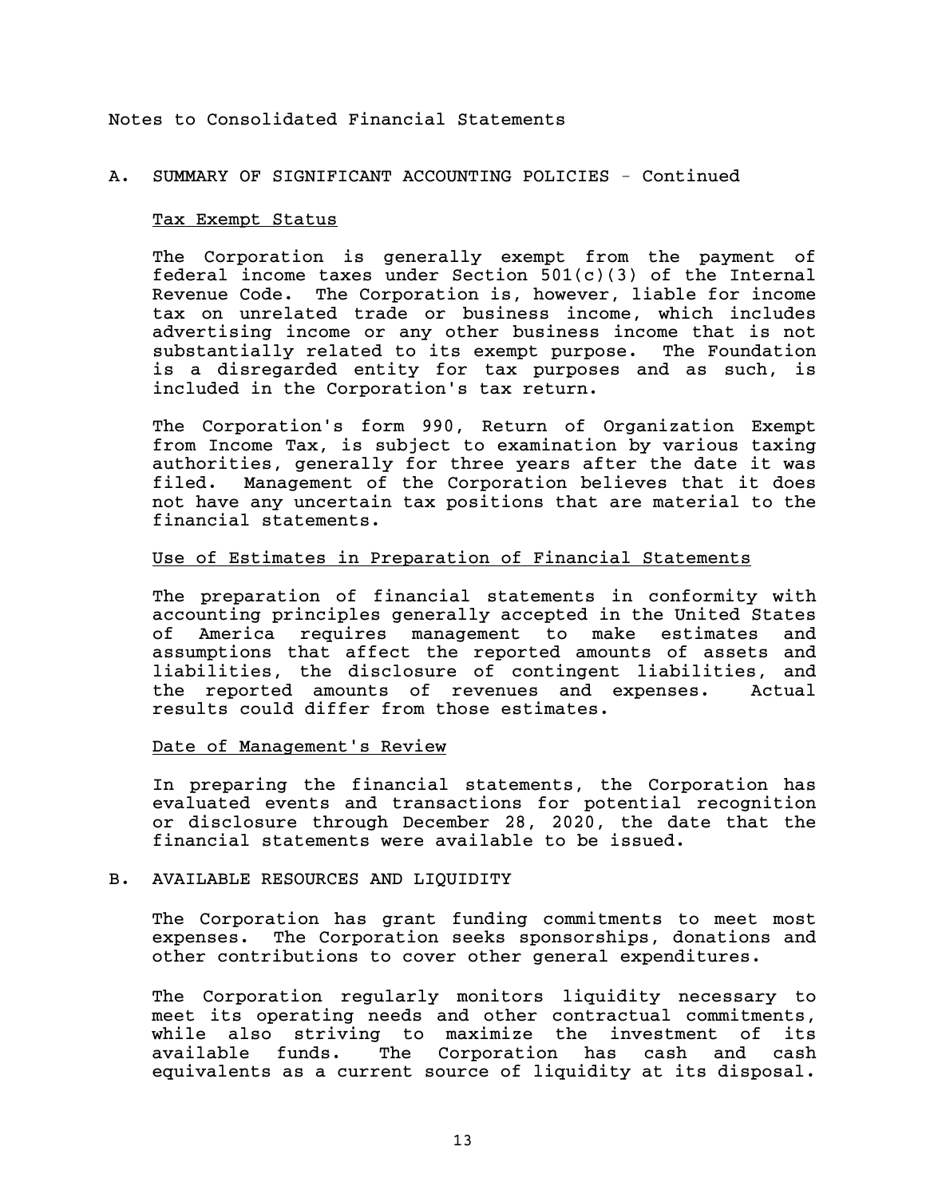Notes to Consolidated Financial Statements

## A. SUMMARY OF SIGNIFICANT ACCOUNTING POLICIES - Continued

### Tax Exempt Status

The Corporation is generally exempt from the payment of federal income taxes under Section 501(c)(3) of the Internal Revenue Code. The Corporation is, however, liable for income tax on unrelated trade or business income, which includes advertising income or any other business income that is not substantially related to its exempt purpose. The Foundation is a disregarded entity for tax purposes and as such, is included in the Corporation's tax return.

The Corporation's form 990, Return of Organization Exempt from Income Tax, is subject to examination by various taxing authorities, generally for three years after the date it was filed. Management of the Corporation believes that it does not have any uncertain tax positions that are material to the financial statements.

### Use of Estimates in Preparation of Financial Statements

The preparation of financial statements in conformity with accounting principles generally accepted in the United States of America requires management to make estimates and assumptions that affect the reported amounts of assets and liabilities, the disclosure of contingent liabilities, and the reported amounts of revenues and expenses. Actual results could differ from those estimates.

### Date of Management's Review

In preparing the financial statements, the Corporation has evaluated events and transactions for potential recognition or disclosure through December 28, 2020, the date that the financial statements were available to be issued.

## B. AVAILABLE RESOURCES AND LIQUIDITY

The Corporation has grant funding commitments to meet most expenses. The Corporation seeks sponsorships, donations and other contributions to cover other general expenditures.

The Corporation regularly monitors liquidity necessary to meet its operating needs and other contractual commitments, while also striving to maximize the investment of its available funds. The Corporation has cash and cash equivalents as a current source of liquidity at its disposal.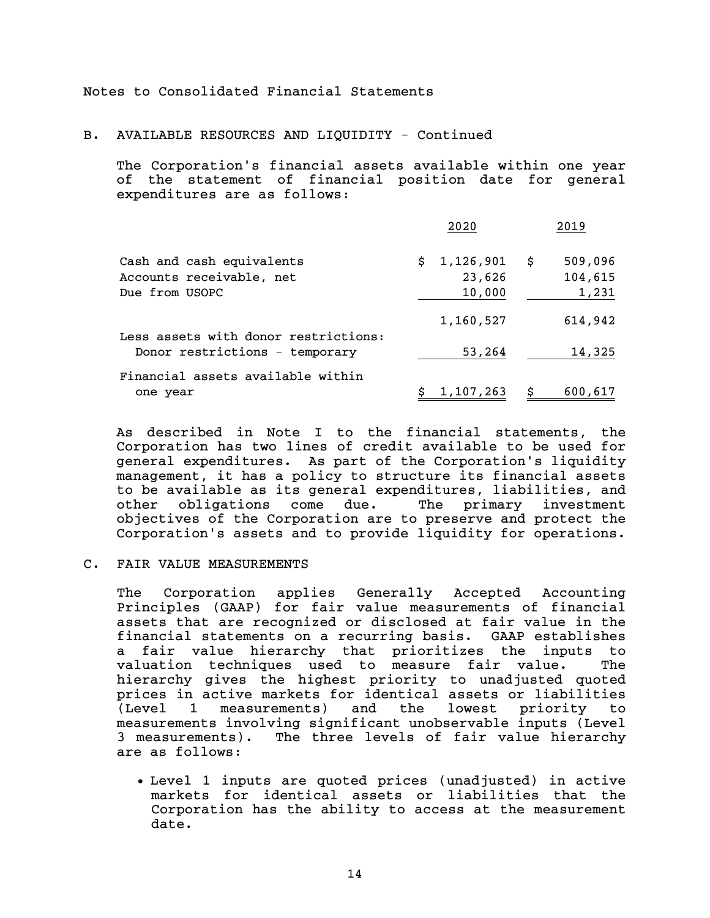Notes to Consolidated Financial Statements

## B. AVAILABLE RESOURCES AND LIQUIDITY - Continued

The Corporation's financial assets available within one year of the statement of financial position date for general expenditures are as follows:

| | 2020 | 2019 |
|---|---|---|
| Cash and cash equivalents | $ 1,126,901 | $ 509,096 |
| Accounts receivable, net | 23,626 | 104,615 |
| Due from USOPC | 10,000 | 1,231 |
| | 1,160,527 | 614,942 |
| Less assets with donor restrictions: | | |
| Donor restrictions - temporary | 53,264 | 14,325 |
| Financial assets available within one year | $ 1,107,263 | $ 600,617 |

As described in Note I to the financial statements, the Corporation has two lines of credit available to be used for general expenditures. As part of the Corporation's liquidity management, it has a policy to structure its financial assets to be available as its general expenditures, liabilities, and other obligations come due. The primary investment objectives of the Corporation are to preserve and protect the Corporation's assets and to provide liquidity for operations.

## C. FAIR VALUE MEASUREMENTS

The Corporation applies Generally Accepted Accounting Principles (GAAP) for fair value measurements of financial assets that are recognized or disclosed at fair value in the financial statements on a recurring basis. GAAP establishes a fair value hierarchy that prioritizes the inputs to valuation techniques used to measure fair value. The hierarchy gives the highest priority to unadjusted quoted prices in active markets for identical assets or liabilities (Level 1 measurements) and the lowest priority to measurements involving significant unobservable inputs (Level 3 measurements). The three levels of fair value hierarchy are as follows:

- Level 1 inputs are quoted prices (unadjusted) in active markets for identical assets or liabilities that the Corporation has the ability to access at the measurement date.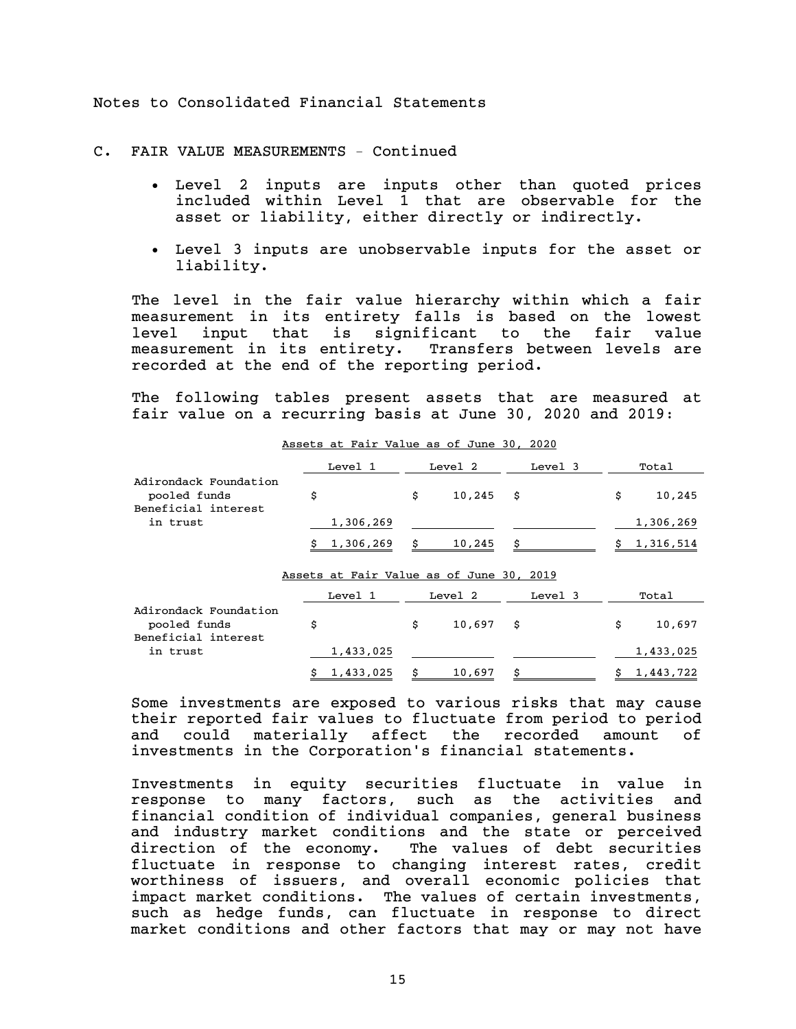Notes to Consolidated Financial Statements

## C. FAIR VALUE MEASUREMENTS - Continued

- Level 2 inputs are inputs other than quoted prices included within Level 1 that are observable for the asset or liability, either directly or indirectly.
- Level 3 inputs are unobservable inputs for the asset or liability.

The level in the fair value hierarchy within which a fair measurement in its entirety falls is based on the lowest level input that is significant to the fair value measurement in its entirety. Transfers between levels are recorded at the end of the reporting period.

The following tables present assets that are measured at fair value on a recurring basis at June 30, 2020 and 2019:

Assets at Fair Value as of June 30, 2020

| | Level 1 | Level 2 | Level 3 | Total |
|---|---|---|---|---|
| Adirondack Foundation pooled funds | $ | $ 10,245 | $ | $ 10,245 |
| Beneficial interest in trust | 1,306,269 | | | 1,306,269 |
| | $ 1,306,269 | $ 10,245 | $ | $ 1,316,514 |

Assets at Fair Value as of June 30, 2019

| | Level 1 | Level 2 | Level 3 | Total |
|---|---|---|---|---|
| Adirondack Foundation pooled funds | $ | $ 10,697 | $ | $ 10,697 |
| Beneficial interest in trust | 1,433,025 | | | 1,433,025 |
| | $ 1,433,025 | $ 10,697 | $ | $ 1,443,722 |

Some investments are exposed to various risks that may cause their reported fair values to fluctuate from period to period and could materially affect the recorded amount of investments in the Corporation's financial statements.

Investments in equity securities fluctuate in value in response to many factors, such as the activities and financial condition of individual companies, general business and industry market conditions and the state or perceived direction of the economy. The values of debt securities fluctuate in response to changing interest rates, credit worthiness of issuers, and overall economic policies that impact market conditions. The values of certain investments, such as hedge funds, can fluctuate in response to direct market conditions and other factors that may or may not have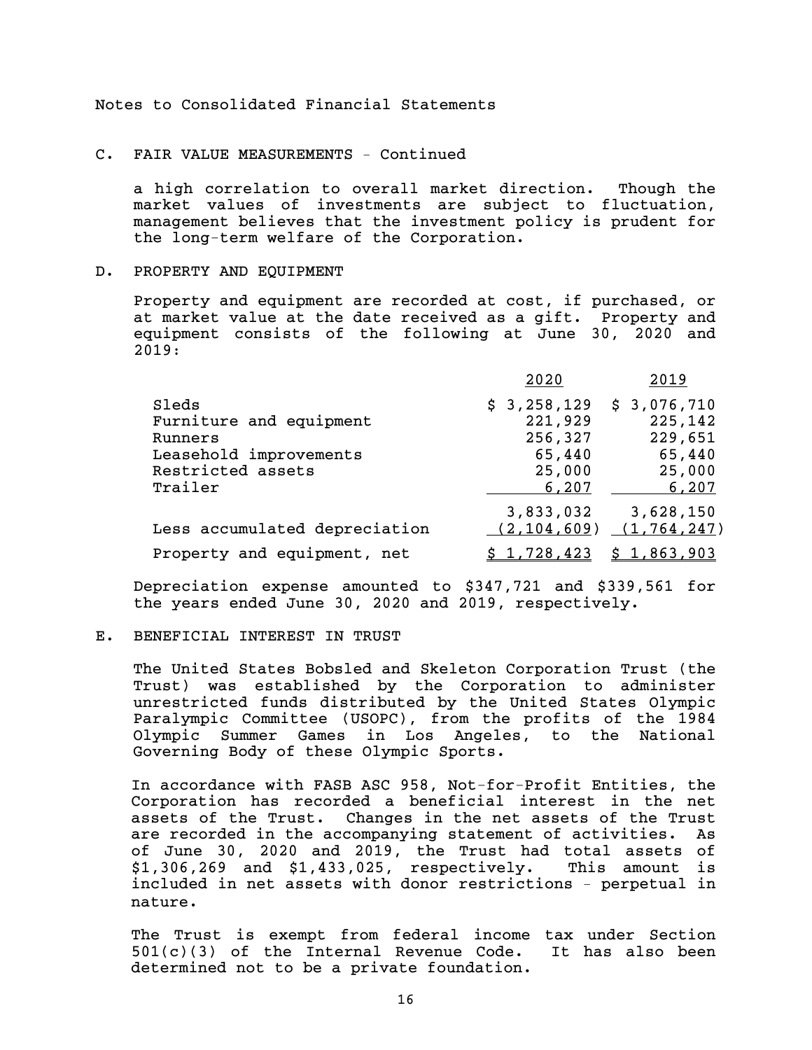Notes to Consolidated Financial Statements

## C. FAIR VALUE MEASUREMENTS - Continued

a high correlation to overall market direction. Though the market values of investments are subject to fluctuation, management believes that the investment policy is prudent for the long-term welfare of the Corporation.

## D. PROPERTY AND EQUIPMENT

Property and equipment are recorded at cost, if purchased, or at market value at the date received as a gift. Property and equipment consists of the following at June 30, 2020 and 2019:

| | 2020 | 2019 |
|---|---|---|
| Sleds | $ 3,258,129 | $ 3,076,710 |
| Furniture and equipment | 221,929 | 225,142 |
| Runners | 256,327 | 229,651 |
| Leasehold improvements | 65,440 | 65,440 |
| Restricted assets | 25,000 | 25,000 |
| Trailer | 6,207 | 6,207 |
| | 3,833,032 | 3,628,150 |
| Less accumulated depreciation | (2,104,609) | (1,764,247) |
| Property and equipment, net | $ 1,728,423 | $ 1,863,903 |

Depreciation expense amounted to $347,721 and $339,561 for the years ended June 30, 2020 and 2019, respectively.

## E. BENEFICIAL INTEREST IN TRUST

The United States Bobsled and Skeleton Corporation Trust (the Trust) was established by the Corporation to administer unrestricted funds distributed by the United States Olympic Paralympic Committee (USOPC), from the profits of the 1984 Olympic Summer Games in Los Angeles, to the National Governing Body of these Olympic Sports.

In accordance with FASB ASC 958, Not-for-Profit Entities, the Corporation has recorded a beneficial interest in the net assets of the Trust. Changes in the net assets of the Trust are recorded in the accompanying statement of activities. As of June 30, 2020 and 2019, the Trust had total assets of $1,306,269 and $1,433,025, respectively. This amount is included in net assets with donor restrictions - perpetual in nature.

The Trust is exempt from federal income tax under Section 501(c)(3) of the Internal Revenue Code. It has also been determined not to be a private foundation.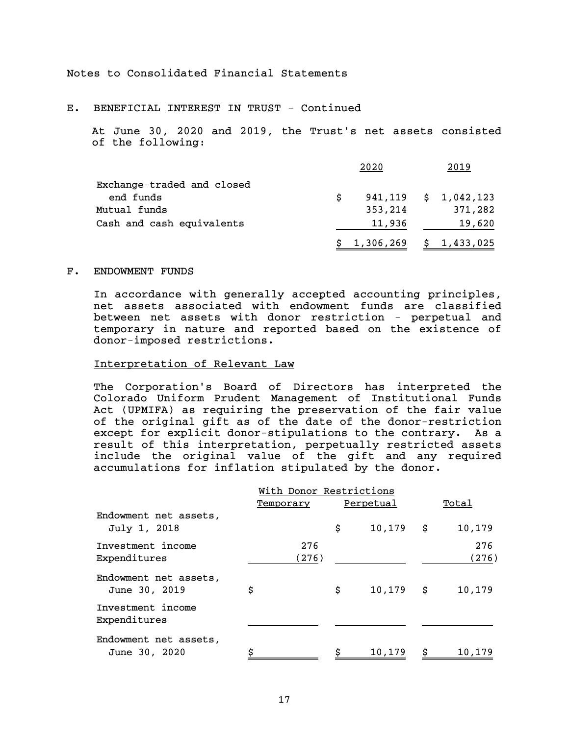Notes to Consolidated Financial Statements

## E. BENEFICIAL INTEREST IN TRUST - Continued

At June 30, 2020 and 2019, the Trust's net assets consisted of the following:

| | 2020 | 2019 |
|---|---|---|
| Exchange-traded and closed end funds | $ 941,119 | $ 1,042,123 |
| Mutual funds | 353,214 | 371,282 |
| Cash and cash equivalents | 11,936 | 19,620 |
| | $ 1,306,269 | $ 1,433,025 |

## F. ENDOWMENT FUNDS

In accordance with generally accepted accounting principles, net assets associated with endowment funds are classified between net assets with donor restriction - perpetual and temporary in nature and reported based on the existence of donor-imposed restrictions.

### Interpretation of Relevant Law

The Corporation's Board of Directors has interpreted the Colorado Uniform Prudent Management of Institutional Funds Act (UPMIFA) as requiring the preservation of the fair value of the original gift as of the date of the donor-restriction except for explicit donor-stipulations to the contrary. As a result of this interpretation, perpetually restricted assets include the original value of the gift and any required accumulations for inflation stipulated by the donor.

| | With Donor Restrictions | | |
|---|---|---|---|
| | Temporary | Perpetual | Total |
| Endowment net assets, July 1, 2018 | | $ 10,179 | $ 10,179 |
| Investment income | 276 | | 276 |
| Expenditures | (276) | | (276) |
| Endowment net assets, June 30, 2019 | $ | $ 10,179 | $ 10,179 |
| Investment income | | | |
| Expenditures | | | |
| Endowment net assets, June 30, 2020 | $ | $ 10,179 | $ 10,179 |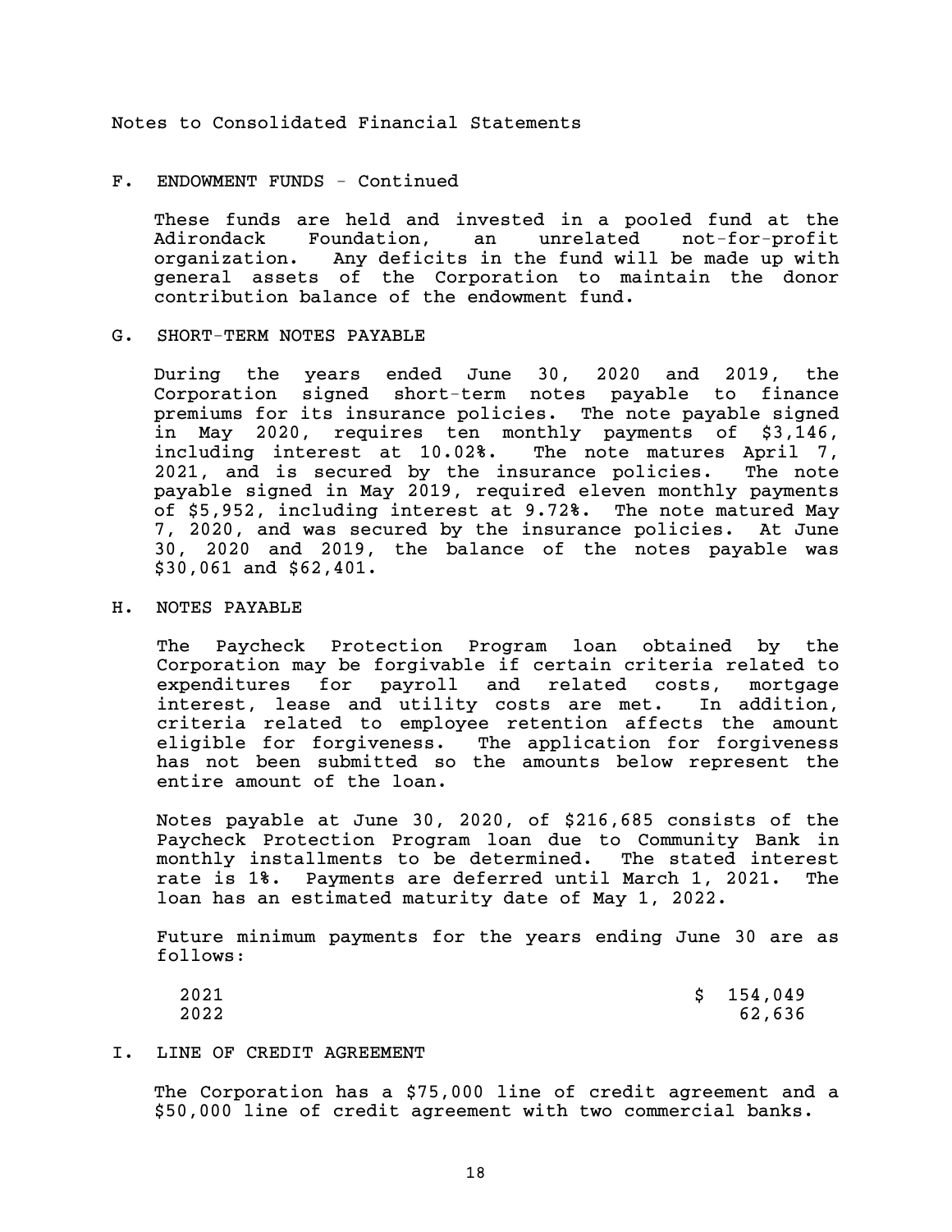Notes to Consolidated Financial Statements

F. ENDOWMENT FUNDS - Continued

These funds are held and invested in a pooled fund at the Adirondack Foundation, an unrelated not-for-profit organization. Any deficits in the fund will be made up with general assets of the Corporation to maintain the donor contribution balance of the endowment fund.

G. SHORT-TERM NOTES PAYABLE

During the years ended June 30, 2020 and 2019, the Corporation signed short-term notes payable to finance premiums for its insurance policies. The note payable signed in May 2020, requires ten monthly payments of $3,146, including interest at 10.02%. The note matures April 7, 2021, and is secured by the insurance policies. The note payable signed in May 2019, required eleven monthly payments of $5,952, including interest at 9.72%. The note matured May 7, 2020, and was secured by the insurance policies. At June 30, 2020 and 2019, the balance of the notes payable was $30,061 and $62,401.

H. NOTES PAYABLE

The Paycheck Protection Program loan obtained by the Corporation may be forgivable if certain criteria related to expenditures for payroll and related costs, mortgage interest, lease and utility costs are met. In addition, criteria related to employee retention affects the amount eligible for forgiveness. The application for forgiveness has not been submitted so the amounts below represent the entire amount of the loan.

Notes payable at June 30, 2020, of $216,685 consists of the Paycheck Protection Program loan due to Community Bank in monthly installments to be determined. The stated interest rate is 1%. Payments are deferred until March 1, 2021. The loan has an estimated maturity date of May 1, 2022.

Future minimum payments for the years ending June 30 are as follows:

| | |
|---|---|
| 2021 | $ 154,049 |
| 2022 | 62,636 |

I. LINE OF CREDIT AGREEMENT

The Corporation has a $75,000 line of credit agreement and a $50,000 line of credit agreement with two commercial banks.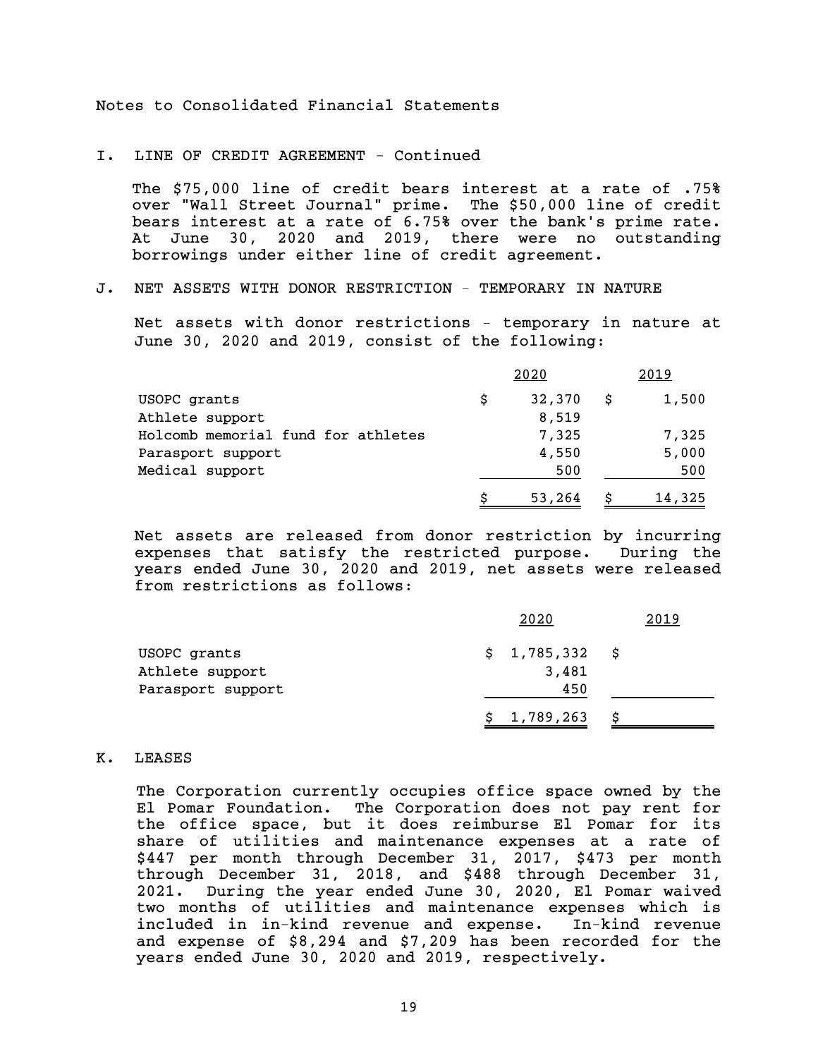Notes to Consolidated Financial Statements

## I. LINE OF CREDIT AGREEMENT - Continued

The $75,000 line of credit bears interest at a rate of .75% over "Wall Street Journal" prime. The $50,000 line of credit bears interest at a rate of 6.75% over the bank's prime rate. At June 30, 2020 and 2019, there were no outstanding borrowings under either line of credit agreement.

## J. NET ASSETS WITH DONOR RESTRICTION - TEMPORARY IN NATURE

Net assets with donor restrictions - temporary in nature at June 30, 2020 and 2019, consist of the following:

| | 2020 | 2019 |
|---|---|---|
| USOPC grants | $ 32,370 | $ 1,500 |
| Athlete support | 8,519 | |
| Holcomb memorial fund for athletes | 7,325 | 7,325 |
| Parasport support | 4,550 | 5,000 |
| Medical support | 500 | 500 |
| | $ 53,264 | $ 14,325 |

Net assets are released from donor restriction by incurring expenses that satisfy the restricted purpose. During the years ended June 30, 2020 and 2019, net assets were released from restrictions as follows:

| | 2020 | 2019 |
|---|---|---|
| USOPC grants | $ 1,785,332 | $ |
| Athlete support | 3,481 | |
| Parasport support | 450 | |
| | $ 1,789,263 | $ |

## K. LEASES

The Corporation currently occupies office space owned by the El Pomar Foundation. The Corporation does not pay rent for the office space, but it does reimburse El Pomar for its share of utilities and maintenance expenses at a rate of $447 per month through December 31, 2017, $473 per month through December 31, 2018, and $488 through December 31, 2021. During the year ended June 30, 2020, El Pomar waived two months of utilities and maintenance expenses which is included in in-kind revenue and expense. In-kind revenue and expense of $8,294 and $7,209 has been recorded for the years ended June 30, 2020 and 2019, respectively.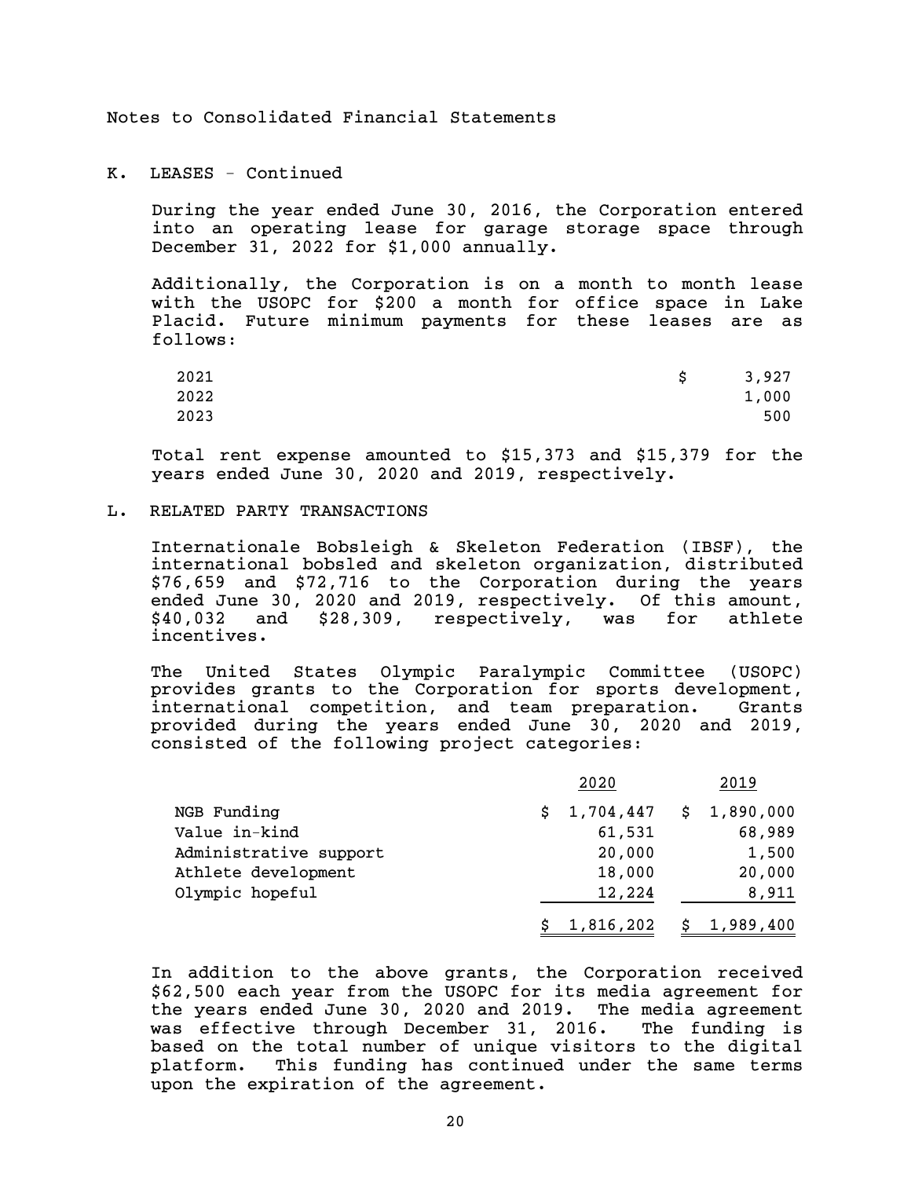Notes to Consolidated Financial Statements

## K. LEASES - Continued

During the year ended June 30, 2016, the Corporation entered into an operating lease for garage storage space through December 31, 2022 for $1,000 annually.

Additionally, the Corporation is on a month to month lease with the USOPC for $200 a month for office space in Lake Placid. Future minimum payments for these leases are as follows:

| | |
|---|---|
| 2021 | $ 3,927 |
| 2022 | 1,000 |
| 2023 | 500 |

Total rent expense amounted to $15,373 and $15,379 for the years ended June 30, 2020 and 2019, respectively.

## L. RELATED PARTY TRANSACTIONS

Internationale Bobsleigh & Skeleton Federation (IBSF), the international bobsled and skeleton organization, distributed $76,659 and $72,716 to the Corporation during the years ended June 30, 2020 and 2019, respectively. Of this amount, $40,032 and $28,309, respectively, was for athlete incentives.

The United States Olympic Paralympic Committee (USOPC) provides grants to the Corporation for sports development, international competition, and team preparation. Grants provided during the years ended June 30, 2020 and 2019, consisted of the following project categories:

| | 2020 | 2019 |
|---|---|---|
| NGB Funding | $ 1,704,447 | $ 1,890,000 |
| Value in-kind | 61,531 | 68,989 |
| Administrative support | 20,000 | 1,500 |
| Athlete development | 18,000 | 20,000 |
| Olympic hopeful | 12,224 | 8,911 |
| | $ 1,816,202 | $ 1,989,400 |

In addition to the above grants, the Corporation received $62,500 each year from the USOPC for its media agreement for the years ended June 30, 2020 and 2019. The media agreement was effective through December 31, 2016. The funding is based on the total number of unique visitors to the digital platform. This funding has continued under the same terms upon the expiration of the agreement.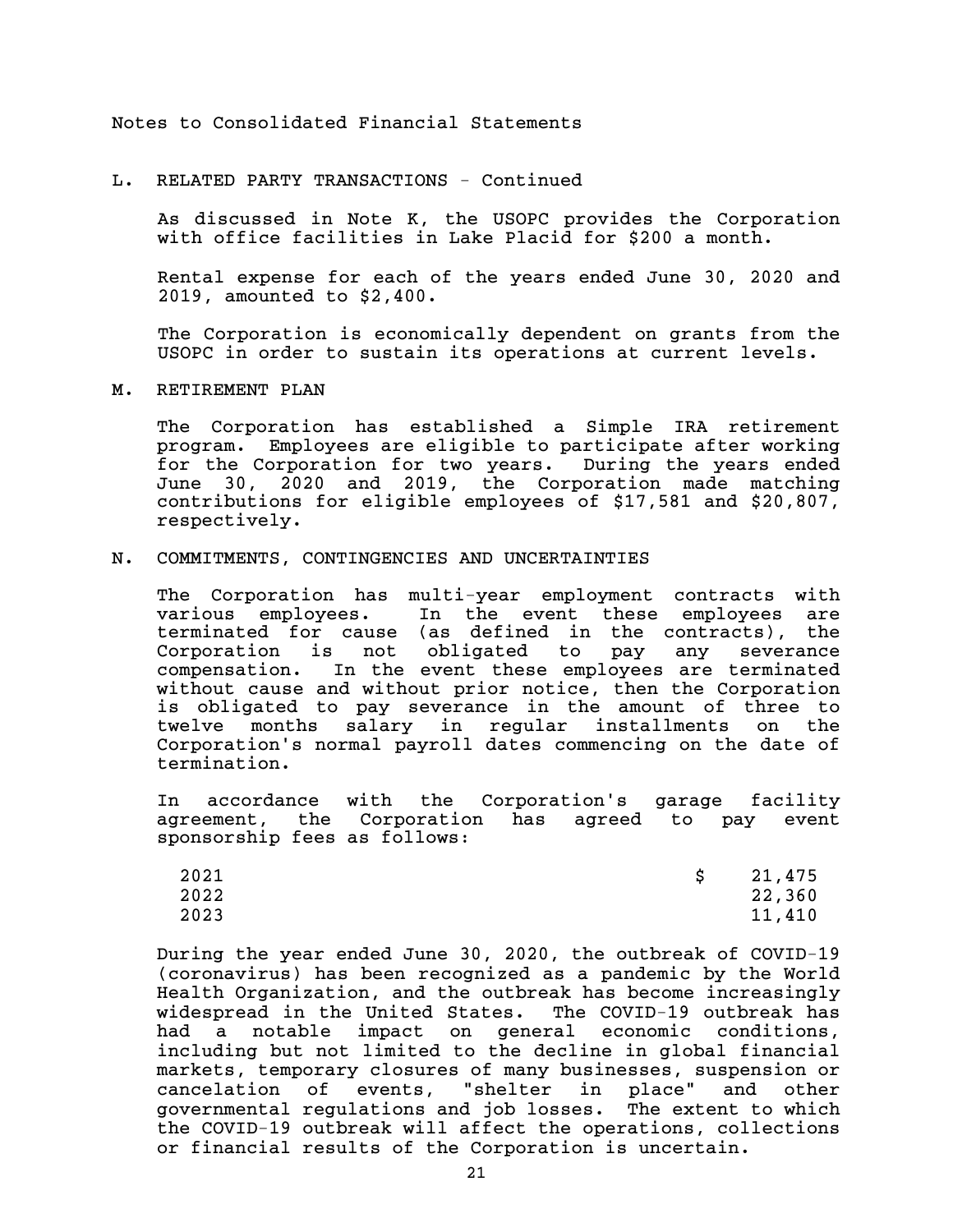Notes to Consolidated Financial Statements

## L. RELATED PARTY TRANSACTIONS - Continued

As discussed in Note K, the USOPC provides the Corporation with office facilities in Lake Placid for $200 a month.

Rental expense for each of the years ended June 30, 2020 and 2019, amounted to $2,400.

The Corporation is economically dependent on grants from the USOPC in order to sustain its operations at current levels.

## M. RETIREMENT PLAN

The Corporation has established a Simple IRA retirement program. Employees are eligible to participate after working for the Corporation for two years. During the years ended June 30, 2020 and 2019, the Corporation made matching contributions for eligible employees of $17,581 and $20,807, respectively.

## N. COMMITMENTS, CONTINGENCIES AND UNCERTAINTIES

The Corporation has multi-year employment contracts with various employees. In the event these employees are terminated for cause (as defined in the contracts), the Corporation is not obligated to pay any severance compensation. In the event these employees are terminated without cause and without prior notice, then the Corporation is obligated to pay severance in the amount of three to twelve months salary in regular installments on the Corporation's normal payroll dates commencing on the date of termination.

In accordance with the Corporation's garage facility agreement, the Corporation has agreed to pay event sponsorship fees as follows:

| | |
|---|---|
| 2021 | $ 21,475 |
| 2022 | 22,360 |
| 2023 | 11,410 |

During the year ended June 30, 2020, the outbreak of COVID-19 (coronavirus) has been recognized as a pandemic by the World Health Organization, and the outbreak has become increasingly widespread in the United States. The COVID-19 outbreak has had a notable impact on general economic conditions, including but not limited to the decline in global financial markets, temporary closures of many businesses, suspension or cancelation of events, "shelter in place" and other governmental regulations and job losses. The extent to which the COVID-19 outbreak will affect the operations, collections or financial results of the Corporation is uncertain.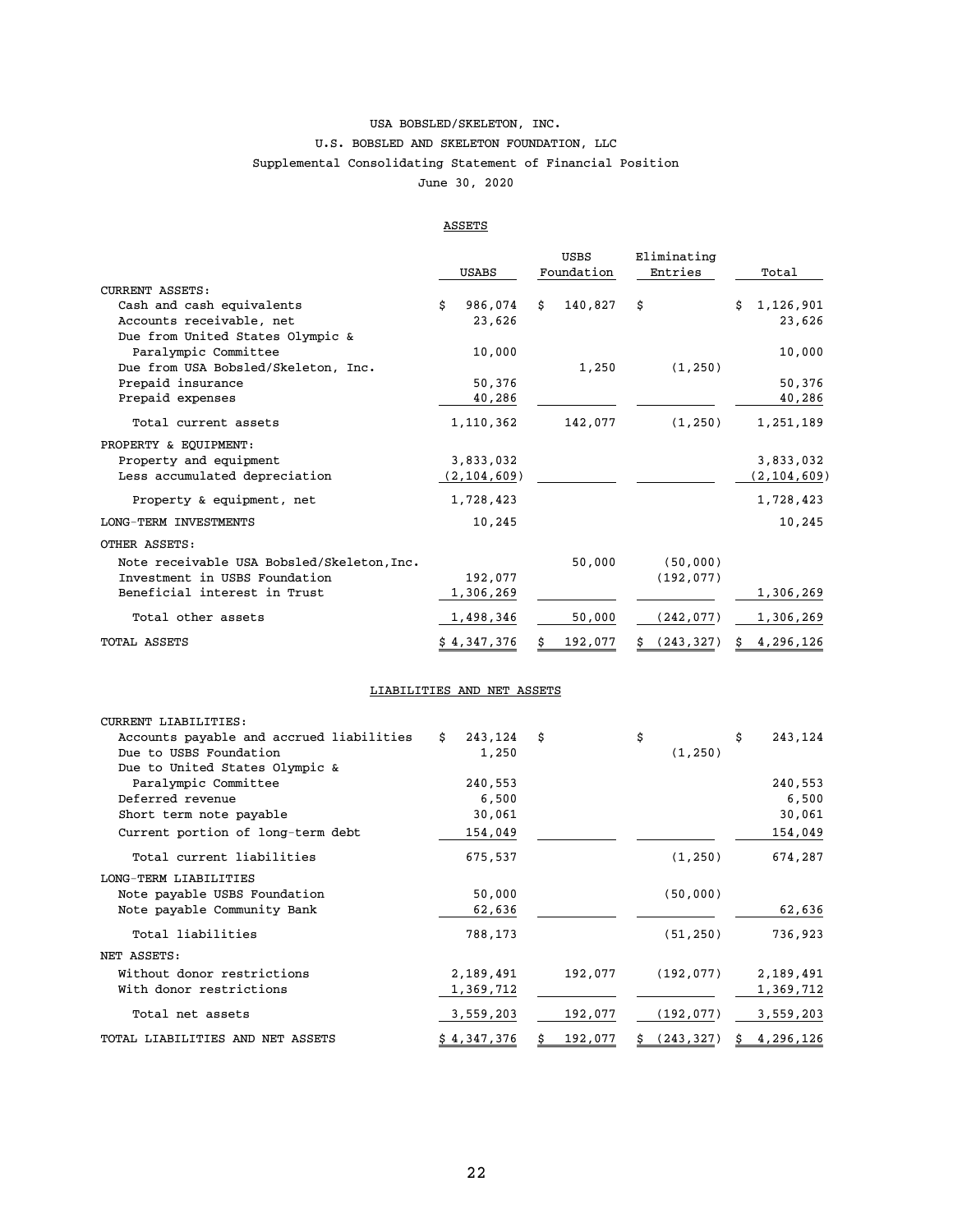# USA BOBSLED/SKELETON, INC.

## U.S. BOBSLED AND SKELETON FOUNDATION, LLC

### Supplemental Consolidating Statement of Financial Position

June 30, 2020

**ASSETS**

| | USABS | USBS Foundation | Eliminating Entries | Total |
|---|---|---|---|---|
| CURRENT ASSETS: | | | | |
| Cash and cash equivalents | $ 986,074 | $ 140,827 | $ | $ 1,126,901 |
| Accounts receivable, net | 23,626 | | | 23,626 |
| Due from United States Olympic & Paralympic Committee | 10,000 | | | 10,000 |
| Due from USA Bobsled/Skeleton, Inc. | | 1,250 | (1,250) | |
| Prepaid insurance | 50,376 | | | 50,376 |
| Prepaid expenses | 40,286 | | | 40,286 |
| Total current assets | 1,110,362 | 142,077 | (1,250) | 1,251,189 |
| PROPERTY & EQUIPMENT: | | | | |
| Property and equipment | 3,833,032 | | | 3,833,032 |
| Less accumulated depreciation | (2,104,609) | | | (2,104,609) |
| Property & equipment, net | 1,728,423 | | | 1,728,423 |
| LONG-TERM INVESTMENTS | 10,245 | | | 10,245 |
| OTHER ASSETS: | | | | |
| Note receivable USA Bobsled/Skeleton, Inc. | | 50,000 | (50,000) | |
| Investment in USBS Foundation | 192,077 | | (192,077) | |
| Beneficial interest in Trust | 1,306,269 | | | 1,306,269 |
| Total other assets | 1,498,346 | 50,000 | (242,077) | 1,306,269 |
| TOTAL ASSETS | $ 4,347,376 | $ 192,077 | $ (243,327) | $ 4,296,126 |

**LIABILITIES AND NET ASSETS**

| | USABS | USBS Foundation | Eliminating Entries | Total |
|---|---|---|---|---|
| CURRENT LIABILITIES: | | | | |
| Accounts payable and accrued liabilities | $ 243,124 | $ | $ | $ 243,124 |
| Due to USBS Foundation | 1,250 | | (1,250) | |
| Due to United States Olympic & Paralympic Committee | 240,553 | | | 240,553 |
| Deferred revenue | 6,500 | | | 6,500 |
| Short term note payable | 30,061 | | | 30,061 |
| Current portion of long-term debt | 154,049 | | | 154,049 |
| Total current liabilities | 675,537 | | (1,250) | 674,287 |
| LONG-TERM LIABILITIES | | | | |
| Note payable USBS Foundation | 50,000 | | (50,000) | |
| Note payable Community Bank | 62,636 | | | 62,636 |
| Total liabilities | 788,173 | | (51,250) | 736,923 |
| NET ASSETS: | | | | |
| Without donor restrictions | 2,189,491 | 192,077 | (192,077) | 2,189,491 |
| With donor restrictions | 1,369,712 | | | 1,369,712 |
| Total net assets | 3,559,203 | 192,077 | (192,077) | 3,559,203 |
| TOTAL LIABILITIES AND NET ASSETS | $ 4,347,376 | $ 192,077 | $ (243,327) | $ 4,296,126 |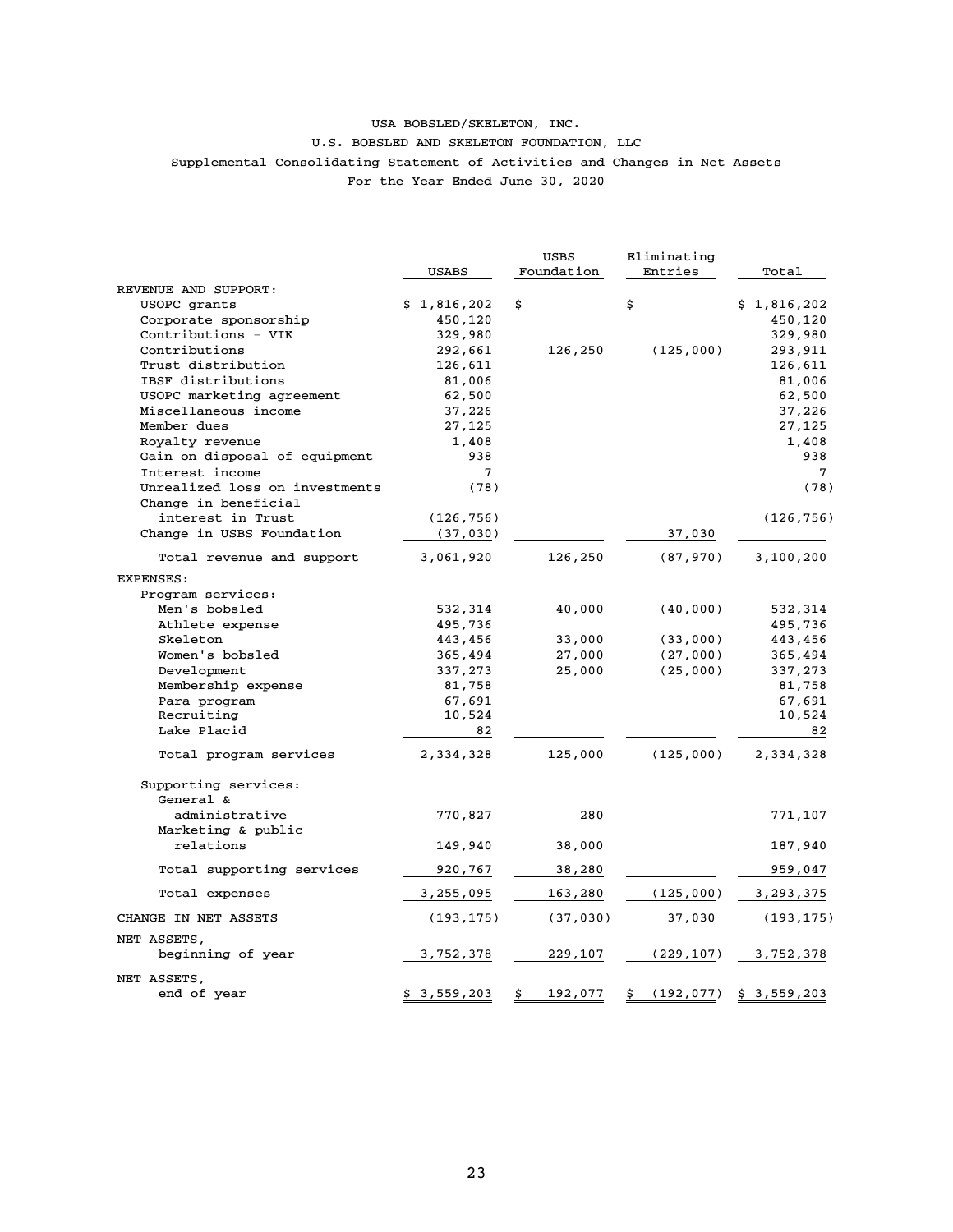# USA BOBSLED/SKELETON, INC.

## U.S. BOBSLED AND SKELETON FOUNDATION, LLC

### Supplemental Consolidating Statement of Activities and Changes in Net Assets

For the Year Ended June 30, 2020

| | USABS | USBS Foundation | Eliminating Entries | Total |
|---|---|---|---|---|
| REVENUE AND SUPPORT: | | | | |
| USOPC grants | $ 1,816,202 | $ | $ | $ 1,816,202 |
| Corporate sponsorship | 450,120 | | | 450,120 |
| Contributions - VIK | 329,980 | | | 329,980 |
| Contributions | 292,661 | 126,250 | (125,000) | 293,911 |
| Trust distribution | 126,611 | | | 126,611 |
| IBSF distributions | 81,006 | | | 81,006 |
| USOPC marketing agreement | 62,500 | | | 62,500 |
| Miscellaneous income | 37,226 | | | 37,226 |
| Member dues | 27,125 | | | 27,125 |
| Royalty revenue | 1,408 | | | 1,408 |
| Gain on disposal of equipment | 938 | | | 938 |
| Interest income | 7 | | | 7 |
| Unrealized loss on investments | (78) | | | (78) |
| Change in beneficial interest in Trust | (126,756) | | | (126,756) |
| Change in USBS Foundation | (37,030) | | 37,030 | |
| Total revenue and support | 3,061,920 | 126,250 | (87,970) | 3,100,200 |
| EXPENSES: | | | | |
| Program services: | | | | |
| Men's bobsled | 532,314 | 40,000 | (40,000) | 532,314 |
| Athlete expense | 495,736 | | | 495,736 |
| Skeleton | 443,456 | 33,000 | (33,000) | 443,456 |
| Women's bobsled | 365,494 | 27,000 | (27,000) | 365,494 |
| Development | 337,273 | 25,000 | (25,000) | 337,273 |
| Membership expense | 81,758 | | | 81,758 |
| Para program | 67,691 | | | 67,691 |
| Recruiting | 10,524 | | | 10,524 |
| Lake Placid | 82 | | | 82 |
| Total program services | 2,334,328 | 125,000 | (125,000) | 2,334,328 |
| Supporting services: | | | | |
| General & administrative | 770,827 | 280 | | 771,107 |
| Marketing & public relations | 149,940 | 38,000 | | 187,940 |
| Total supporting services | 920,767 | 38,280 | | 959,047 |
| Total expenses | 3,255,095 | 163,280 | (125,000) | 3,293,375 |
| CHANGE IN NET ASSETS | (193,175) | (37,030) | 37,030 | (193,175) |
| NET ASSETS, beginning of year | 3,752,378 | 229,107 | (229,107) | 3,752,378 |
| NET ASSETS, end of year | $ 3,559,203 | $ 192,077 | $ (192,077) | $ 3,559,203 |